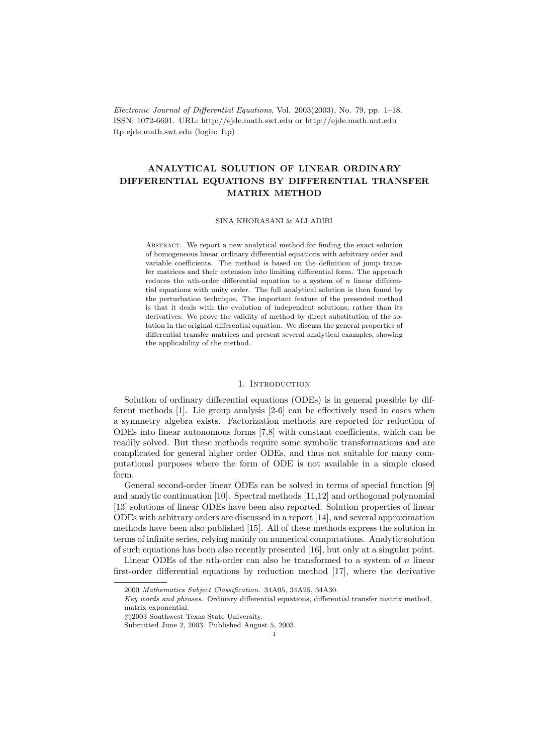# ANALYTICAL SOLUTION OF LINEAR ORDINARY DIFFERENTIAL EQUATIONS BY DIFFERENTIAL TRANSFER MATRIX METHOD

SINA KHORASANI & ALI ADIBI

Abstract. We report a new analytical method for finding the exact solution of homogeneous linear ordinary differential equations with arbitrary order and variable coefficients. The method is based on the definition of jump transfer matrices and their extension into limiting differential form. The approach reduces the $n$th-order differential equation to a system of $n$ linear differential equations with unity order. The full analytical solution is then found by the perturbation technique. The important feature of the presented method is that it deals with the evolution of independent solutions, rather than its derivatives. We prove the validity of method by direct substitution of the solution in the original differential equation. We discuss the general properties of differential transfer matrices and present several analytical examples, showing the applicability of the method.

## 1. Introduction

Solution of ordinary differential equations (ODEs) is in general possible by different methods [1]. Lie group analysis [2-6] can be effectively used in cases when a symmetry algebra exists. Factorization methods are reported for reduction of ODEs into linear autonomous forms [7,8] with constant coefficients, which can be readily solved. But these methods require some symbolic transformations and are complicated for general higher order ODEs, and thus not suitable for many computational purposes where the form of ODE is not available in a simple closed form.

General second-order linear ODEs can be solved in terms of special function [9] and analytic continuation [10]. Spectral methods [11,12] and orthogonal polynomial [13] solutions of linear ODEs have been also reported. Solution properties of linear ODEs with arbitrary orders are discussed in a report [14], and several approximation methods have been also published [15]. All of these methods express the solution in terms of infinite series, relying mainly on numerical computations. Analytic solution of such equations has been also recently presented [16], but only at a singular point.

Linear ODEs of the $n$th-order can also be transformed to a system of $n$ linear first-order differential equations by reduction method [17], where the derivative

---

2000 *Mathematics Subject Classification.* 34A05, 34A25, 34A30.

*Key words and phrases.* Ordinary differential equations, differential transfer matrix method, matrix exponential.

©2003 Southwest Texas State University.

Submitted June 2, 2003. Published August 5, 2003.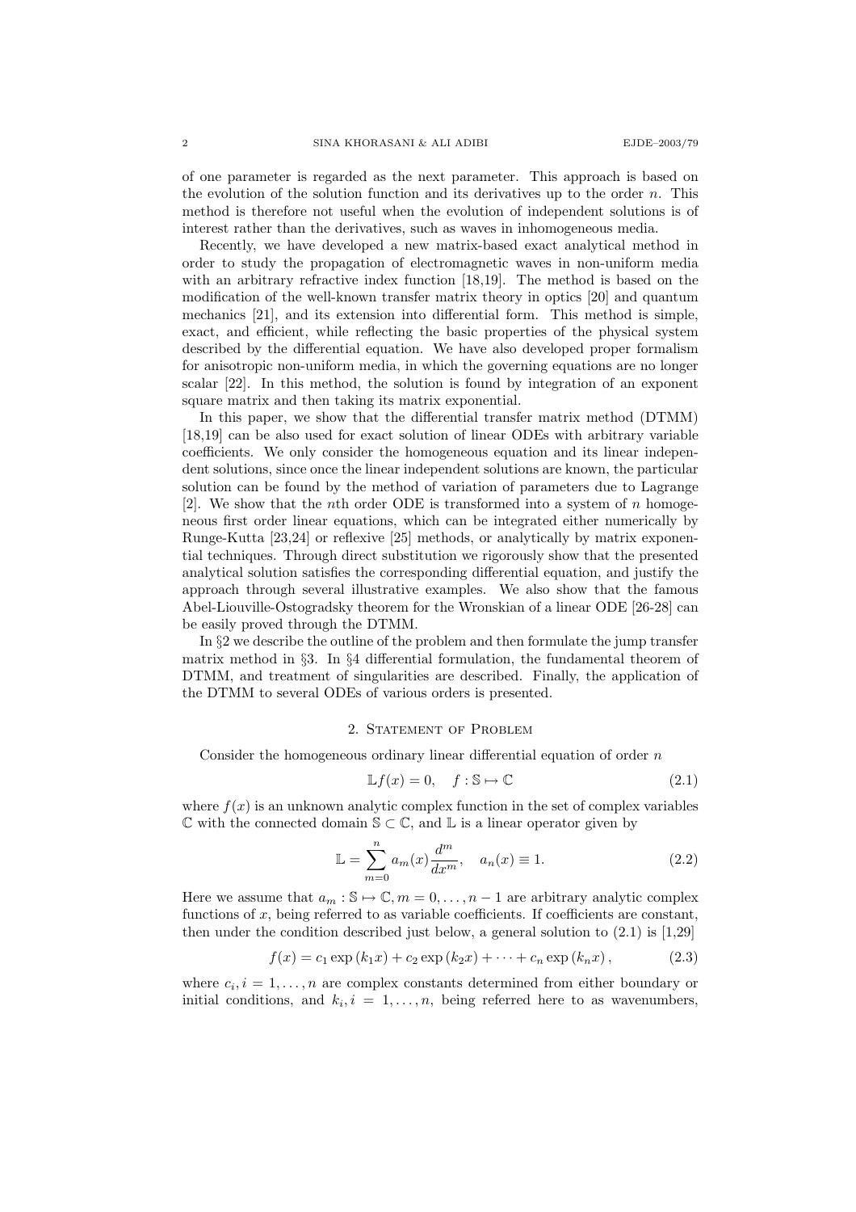of one parameter is regarded as the next parameter. This approach is based on the evolution of the solution function and its derivatives up to the order $n$. This method is therefore not useful when the evolution of independent solutions is of interest rather than the derivatives, such as waves in inhomogeneous media.

Recently, we have developed a new matrix-based exact analytical method in order to study the propagation of electromagnetic waves in non-uniform media with an arbitrary refractive index function [18,19]. The method is based on the modification of the well-known transfer matrix theory in optics [20] and quantum mechanics [21], and its extension into differential form. This method is simple, exact, and efficient, while reflecting the basic properties of the physical system described by the differential equation. We have also developed proper formalism for anisotropic non-uniform media, in which the governing equations are no longer scalar [22]. In this method, the solution is found by integration of an exponent square matrix and then taking its matrix exponential.

In this paper, we show that the differential transfer matrix method (DTMM) [18,19] can be also used for exact solution of linear ODEs with arbitrary variable coefficients. We only consider the homogeneous equation and its linear independent solutions, since once the linear independent solutions are known, the particular solution can be found by the method of variation of parameters due to Lagrange [2]. We show that the $n$th order ODE is transformed into a system of $n$ homogeneous first order linear equations, which can be integrated either numerically by Runge-Kutta [23,24] or reflexive [25] methods, or analytically by matrix exponential techniques. Through direct substitution we rigorously show that the presented analytical solution satisfies the corresponding differential equation, and justify the approach through several illustrative examples. We also show that the famous Abel-Liouville-Ostogradsky theorem for the Wronskian of a linear ODE [26-28] can be easily proved through the DTMM.

In §2 we describe the outline of the problem and then formulate the jump transfer matrix method in §3. In §4 differential formulation, the fundamental theorem of DTMM, and treatment of singularities are described. Finally, the application of the DTMM to several ODEs of various orders is presented.

## 2. Statement of Problem

Consider the homogeneous ordinary linear differential equation of order $n$

$$\mathbb{L}f(x) = 0, \quad f : \mathbb{S} \mapsto \mathbb{C} \tag{2.1}$$

where $f(x)$ is an unknown analytic complex function in the set of complex variables $\mathbb{C}$ with the connected domain $\mathbb{S} \subset \mathbb{C}$, and $\mathbb{L}$ is a linear operator given by

$$\mathbb{L} = \sum_{m=0}^{n} a_m(x) \frac{d^m}{dx^m}, \quad a_n(x) \equiv 1. \tag{2.2}$$

Here we assume that $a_m : \mathbb{S} \mapsto \mathbb{C}, m = 0, \dots, n-1$ are arbitrary analytic complex functions of $x$, being referred to as variable coefficients. If coefficients are constant, then under the condition described just below, a general solution to (2.1) is [1,29]

$$f(x) = c_1 \exp(k_1 x) + c_2 \exp(k_2 x) + \cdots + c_n \exp(k_n x), \tag{2.3}$$

where $c_i, i = 1, \dots, n$ are complex constants determined from either boundary or initial conditions, and $k_i, i = 1, \dots, n$, being referred here to as wavenumbers,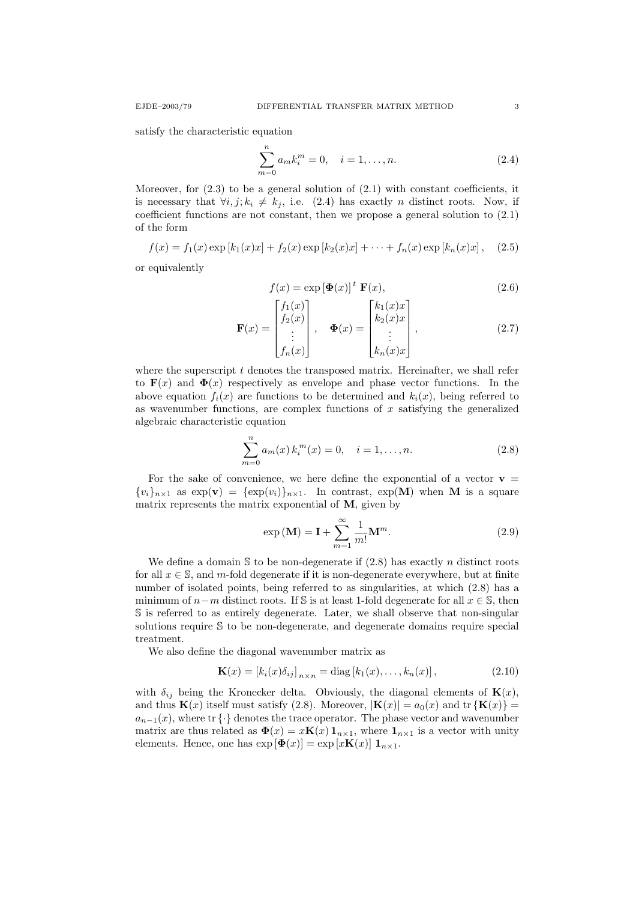satisfy the characteristic equation

$$\sum_{m=0}^{n} a_m k_i^m = 0, \quad i = 1, \dots, n. \tag{2.4}$$

Moreover, for (2.3) to be a general solution of (2.1) with constant coefficients, it is necessary that $\forall i, j; k_i \neq k_j$, i.e. (2.4) has exactly $n$ distinct roots. Now, if coefficient functions are not constant, then we propose a general solution to (2.1) of the form

$$f(x) = f_1(x) \exp\left[k_1(x)x\right] + f_2(x) \exp\left[k_2(x)x\right] + \dots + f_n(x) \exp\left[k_n(x)x\right], \tag{2.5}$$

or equivalently

$$f(x) = \exp\left[\mathbf{\Phi}(x)\right]^t \, \mathbf{F}(x), \tag{2.6}$$

$$\mathbf{F}(x) = \begin{bmatrix} f_1(x) \\ f_2(x) \\ \vdots \\ f_n(x) \end{bmatrix}, \quad \mathbf{\Phi}(x) = \begin{bmatrix} k_1(x)x \\ k_2(x)x \\ \vdots \\ k_n(x)x \end{bmatrix}, \tag{2.7}$$

where the superscript $t$ denotes the transposed matrix. Hereinafter, we shall refer to $\mathbf{F}(x)$ and $\mathbf{\Phi}(x)$ respectively as envelope and phase vector functions. In the above equation $f_i(x)$ are functions to be determined and $k_i(x)$, being referred to as wavenumber functions, are complex functions of $x$ satisfying the generalized algebraic characteristic equation

$$\sum_{m=0}^{n} a_m(x) \, k_i^m(x) = 0, \quad i = 1, \dots, n. \tag{2.8}$$

For the sake of convenience, we here define the exponential of a vector $\mathbf{v} = \{v_i\}_{n\times 1}$ as $\exp(\mathbf{v}) = \{\exp(v_i)\}_{n\times 1}$. In contrast, $\exp(\mathbf{M})$ when $\mathbf{M}$ is a square matrix represents the matrix exponential of $\mathbf{M}$, given by

$$\exp\left(\mathbf{M}\right) = \mathbf{I} + \sum_{m=1}^{\infty} \frac{1}{m!} \mathbf{M}^m. \tag{2.9}$$

We define a domain $\mathbb{S}$ to be non-degenerate if (2.8) has exactly $n$ distinct roots for all $x \in \mathbb{S}$, and $m$-fold degenerate if it is non-degenerate everywhere, but at finite number of isolated points, being referred to as singularities, at which (2.8) has a minimum of $n-m$ distinct roots. If $\mathbb{S}$ is at least 1-fold degenerate for all $x \in \mathbb{S}$, then $\mathbb{S}$ is referred to as entirely degenerate. Later, we shall observe that non-singular solutions require $\mathbb{S}$ to be non-degenerate, and degenerate domains require special treatment.

We also define the diagonal wavenumber matrix as

$$\mathbf{K}(x) = \left[k_i(x)\delta_{ij}\right]_{n\times n} = \operatorname{diag}\left[k_1(x), \dots, k_n(x)\right], \tag{2.10}$$

with $\delta_{ij}$ being the Kronecker delta. Obviously, the diagonal elements of $\mathbf{K}(x)$, and thus $\mathbf{K}(x)$ itself must satisfy (2.8). Moreover, $|\mathbf{K}(x)| = a_0(x)$ and $\operatorname{tr}\{\mathbf{K}(x)\} = a_{n-1}(x)$, where $\operatorname{tr}\{\cdot\}$ denotes the trace operator. The phase vector and wavenumber matrix are thus related as $\mathbf{\Phi}(x) = x\mathbf{K}(x)\,\mathbf{1}_{n\times 1}$, where $\mathbf{1}_{n\times 1}$ is a vector with unity elements. Hence, one has $\exp\left[\mathbf{\Phi}(x)\right] = \exp\left[x\mathbf{K}(x)\right]\,\mathbf{1}_{n\times 1}$.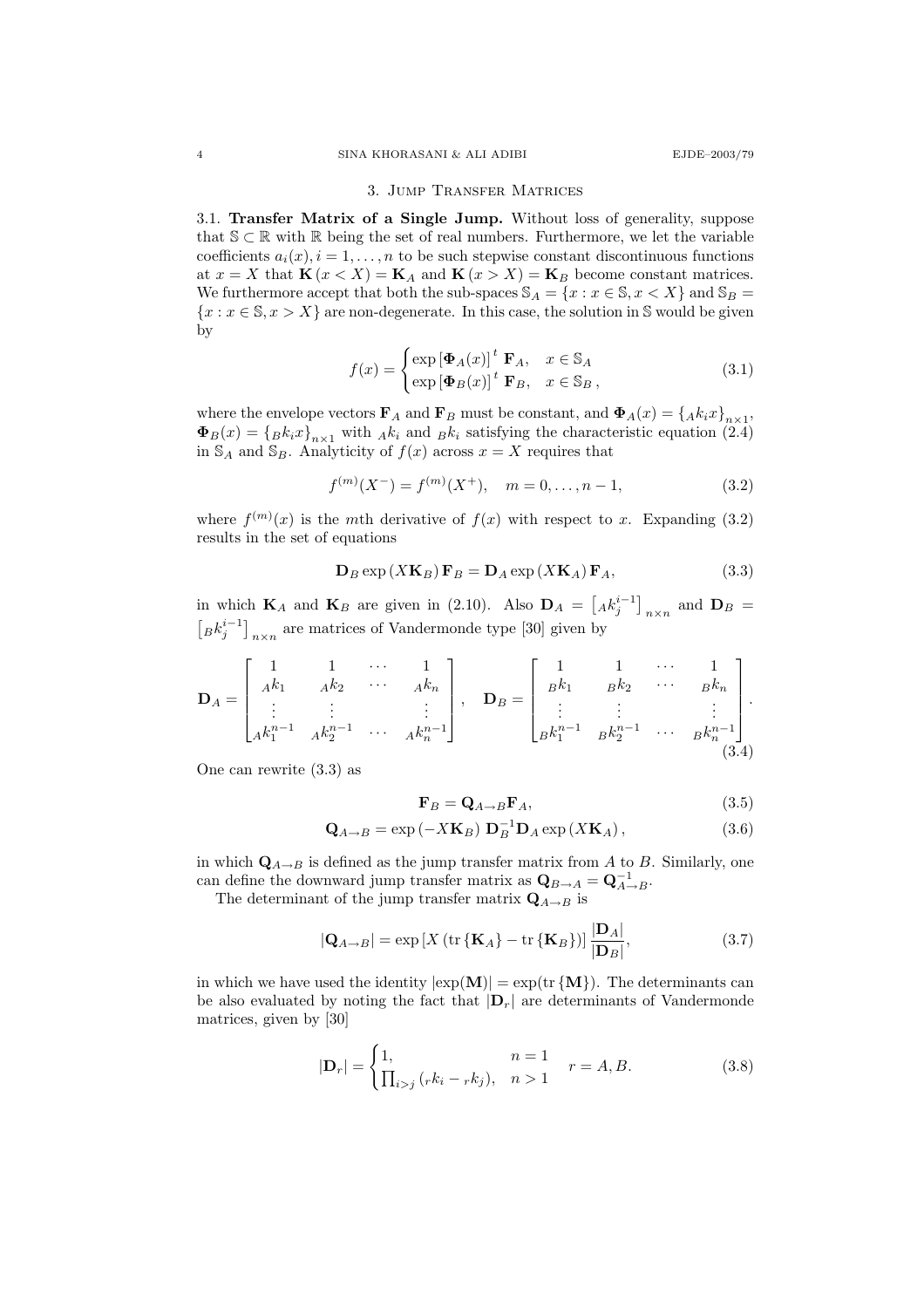## 3. Jump Transfer Matrices

3.1. **Transfer Matrix of a Single Jump.** Without loss of generality, suppose that $\mathbb{S} \subset \mathbb{R}$ with $\mathbb{R}$ being the set of real numbers. Furthermore, we let the variable coefficients $a_i(x), i = 1, \dots, n$ to be such stepwise constant discontinuous functions at $x = X$ that $\mathbf{K}(x < X) = \mathbf{K}_A$ and $\mathbf{K}(x > X) = \mathbf{K}_B$ become constant matrices. We furthermore accept that both the sub-spaces $\mathbb{S}_A = \{x : x \in \mathbb{S}, x < X\}$ and $\mathbb{S}_B = \{x : x \in \mathbb{S}, x > X\}$ are non-degenerate. In this case, the solution in $\mathbb{S}$ would be given by

$$f(x) = \begin{cases} \exp\left[\mathbf{\Phi}_A(x)\right]^t \mathbf{F}_A, & x \in \mathbb{S}_A \\ \exp\left[\mathbf{\Phi}_B(x)\right]^t \mathbf{F}_B, & x \in \mathbb{S}_B\,, \end{cases} \tag{3.1}$$

where the envelope vectors $\mathbf{F}_A$ and $\mathbf{F}_B$ must be constant, and $\mathbf{\Phi}_A(x) = \{{}_Ak_i x\}_{n\times 1}$, $\mathbf{\Phi}_B(x) = \{{}_Bk_i x\}_{n\times 1}$ with ${}_Ak_i$ and ${}_Bk_i$ satisfying the characteristic equation (2.4) in $\mathbb{S}_A$ and $\mathbb{S}_B$. Analyticity of $f(x)$ across $x = X$ requires that

$$f^{(m)}(X^-) = f^{(m)}(X^+), \quad m = 0, \dots, n-1, \tag{3.2}$$

where $f^{(m)}(x)$ is the $m$th derivative of $f(x)$ with respect to $x$. Expanding (3.2) results in the set of equations

$$\mathbf{D}_B \exp\left(X\mathbf{K}_B\right) \mathbf{F}_B = \mathbf{D}_A \exp\left(X\mathbf{K}_A\right) \mathbf{F}_A, \tag{3.3}$$

in which $\mathbf{K}_A$ and $\mathbf{K}_B$ are given in (2.10). Also $\mathbf{D}_A = \left[{}_Ak_j^{i-1}\right]_{n\times n}$ and $\mathbf{D}_B = \left[{}_Bk_j^{i-1}\right]_{n\times n}$ are matrices of Vandermonde type [30] given by

$$\mathbf{D}_A = \begin{bmatrix} 1 & 1 & \cdots & 1 \\ {}_Ak_1 & {}_Ak_2 & \cdots & {}_Ak_n \\ \vdots & \vdots & & \vdots \\ {}_Ak_1^{n-1} & {}_Ak_2^{n-1} & \cdots & {}_Ak_n^{n-1} \end{bmatrix}, \quad \mathbf{D}_B = \begin{bmatrix} 1 & 1 & \cdots & 1 \\ {}_Bk_1 & {}_Bk_2 & \cdots & {}_Bk_n \\ \vdots & \vdots & & \vdots \\ {}_Bk_1^{n-1} & {}_Bk_2^{n-1} & \cdots & {}_Bk_n^{n-1} \end{bmatrix}. \tag{3.4}$$

One can rewrite (3.3) as

$$\mathbf{F}_B = \mathbf{Q}_{A\to B}\mathbf{F}_A, \tag{3.5}$$

$$\mathbf{Q}_{A\to B} = \exp\left(-X\mathbf{K}_B\right) \mathbf{D}_B^{-1}\mathbf{D}_A \exp\left(X\mathbf{K}_A\right), \tag{3.6}$$

in which $\mathbf{Q}_{A\to B}$ is defined as the jump transfer matrix from $A$ to $B$. Similarly, one can define the downward jump transfer matrix as $\mathbf{Q}_{B\to A} = \mathbf{Q}_{A\to B}^{-1}$.

The determinant of the jump transfer matrix $\mathbf{Q}_{A\to B}$ is

$$|\mathbf{Q}_{A\to B}| = \exp\left[X\left(\operatorname{tr}\{\mathbf{K}_A\} - \operatorname{tr}\{\mathbf{K}_B\}\right)\right] \frac{|\mathbf{D}_A|}{|\mathbf{D}_B|}, \tag{3.7}$$

in which we have used the identity $|\exp(\mathbf{M})| = \exp(\operatorname{tr}\{\mathbf{M}\})$. The determinants can be also evaluated by noting the fact that $|\mathbf{D}_r|$ are determinants of Vandermonde matrices, given by [30]

$$|\mathbf{D}_r| = \begin{cases} 1, & n = 1 \\ \prod_{i>j}\left({}_rk_i - {}_rk_j\right), & n > 1 \end{cases} \quad r = A, B. \tag{3.8}$$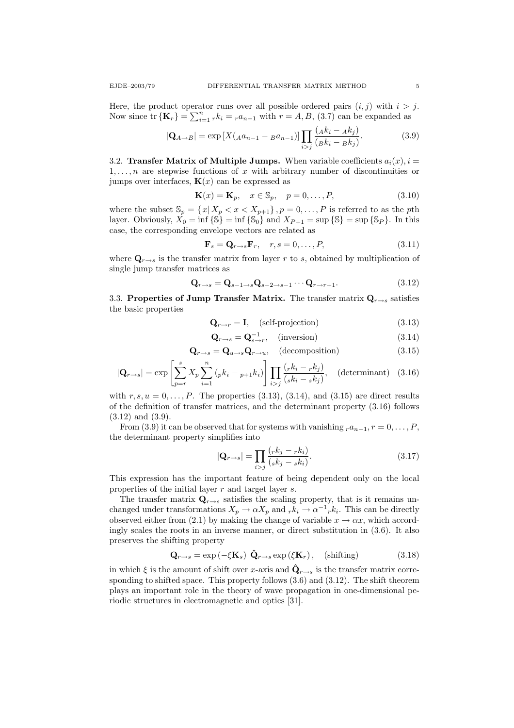Here, the product operator runs over all possible ordered pairs $(i, j)$ with $i > j$. Now since $\operatorname{tr}\{\mathbf{K}_r\} = \sum_{i=1}^{n} {}_r k_i = {}_r a_{n-1}$ with $r = A, B$, (3.7) can be expanded as

$$|\mathbf{Q}_{A\to B}| = \exp\left[X({}_A a_{n-1} - {}_B a_{n-1})\right] \prod_{i>j} \frac{({}_A k_i - {}_A k_j)}{({}_B k_i - {}_B k_j)}. \tag{3.9}$$

### 3.2. Transfer Matrix of Multiple Jumps.

When variable coefficients $a_i(x), i = 1, \dots, n$ are stepwise functions of $x$ with arbitrary number of discontinuities or jumps over interfaces, $\mathbf{K}(x)$ can be expressed as

$$\mathbf{K}(x) = \mathbf{K}_p, \quad x \in \mathbb{S}_p, \quad p = 0, \dots, P, \tag{3.10}$$

where the subset $\mathbb{S}_p = \{x | X_p < x < X_{p+1}\}, p = 0, \dots, P$ is referred to as the $p$th layer. Obviously, $X_0 = \inf\{\mathbb{S}\} = \inf\{\mathbb{S}_0\}$ and $X_{P+1} = \sup\{\mathbb{S}\} = \sup\{\mathbb{S}_P\}$. In this case, the corresponding envelope vectors are related as

$$\mathbf{F}_s = \mathbf{Q}_{r\to s}\mathbf{F}_r, \quad r, s = 0, \dots, P, \tag{3.11}$$

where $\mathbf{Q}_{r\to s}$ is the transfer matrix from layer $r$ to $s$, obtained by multiplication of single jump transfer matrices as

$$\mathbf{Q}_{r\to s} = \mathbf{Q}_{s-1\to s}\mathbf{Q}_{s-2\to s-1}\cdots\mathbf{Q}_{r\to r+1}. \tag{3.12}$$

### 3.3. Properties of Jump Transfer Matrix.

The transfer matrix $\mathbf{Q}_{r\to s}$ satisfies the basic properties

$$\mathbf{Q}_{r\to r} = \mathbf{I}, \quad \text{(self-projection)} \tag{3.13}$$

$$\mathbf{Q}_{r\to s} = \mathbf{Q}_{s\to r}^{-1}, \quad \text{(inversion)} \tag{3.14}$$

$$\mathbf{Q}_{r\to s} = \mathbf{Q}_{u\to s}\mathbf{Q}_{r\to u}, \quad \text{(decomposition)} \tag{3.15}$$

$$|\mathbf{Q}_{r\to s}| = \exp\left[\sum_{p=r}^{s} X_p \sum_{i=1}^{n} ({}_p k_i - {}_{p+1} k_i)\right] \prod_{i>j} \frac{({}_r k_i - {}_r k_j)}{({}_s k_i - {}_s k_j)}, \quad \text{(determinant)} \tag{3.16}$$

with $r, s, u = 0, \dots, P$. The properties (3.13), (3.14), and (3.15) are direct results of the definition of transfer matrices, and the determinant property (3.16) follows (3.12) and (3.9).

From (3.9) it can be observed that for systems with vanishing ${}_r a_{n-1}, r = 0, \dots, P$, the determinant property simplifies into

$$|\mathbf{Q}_{r\to s}| = \prod_{i>j} \frac{({}_r k_j - {}_r k_i)}{({}_s k_j - {}_s k_i)}. \tag{3.17}$$

This expression has the important feature of being dependent only on the local properties of the initial layer $r$ and target layer $s$.

The transfer matrix $\mathbf{Q}_{r\to s}$ satisfies the scaling property, that is it remains unchanged under transformations $X_p \to \alpha X_p$ and ${}_r k_i \to \alpha^{-1}{}_r k_i$. This can be directly observed either from (2.1) by making the change of variable $x \to \alpha x$, which accordingly scales the roots in an inverse manner, or direct substitution in (3.6). It also preserves the shifting property

$$\mathbf{Q}_{r\to s} = \exp(-\xi\mathbf{K}_s)\ \hat{\mathbf{Q}}_{r\to s}\exp(\xi\mathbf{K}_r), \quad \text{(shifting)} \tag{3.18}$$

in which $\xi$ is the amount of shift over $x$-axis and $\hat{\mathbf{Q}}_{r\to s}$ is the transfer matrix corresponding to shifted space. This property follows (3.6) and (3.12). The shift theorem plays an important role in the theory of wave propagation in one-dimensional periodic structures in electromagnetic and optics [31].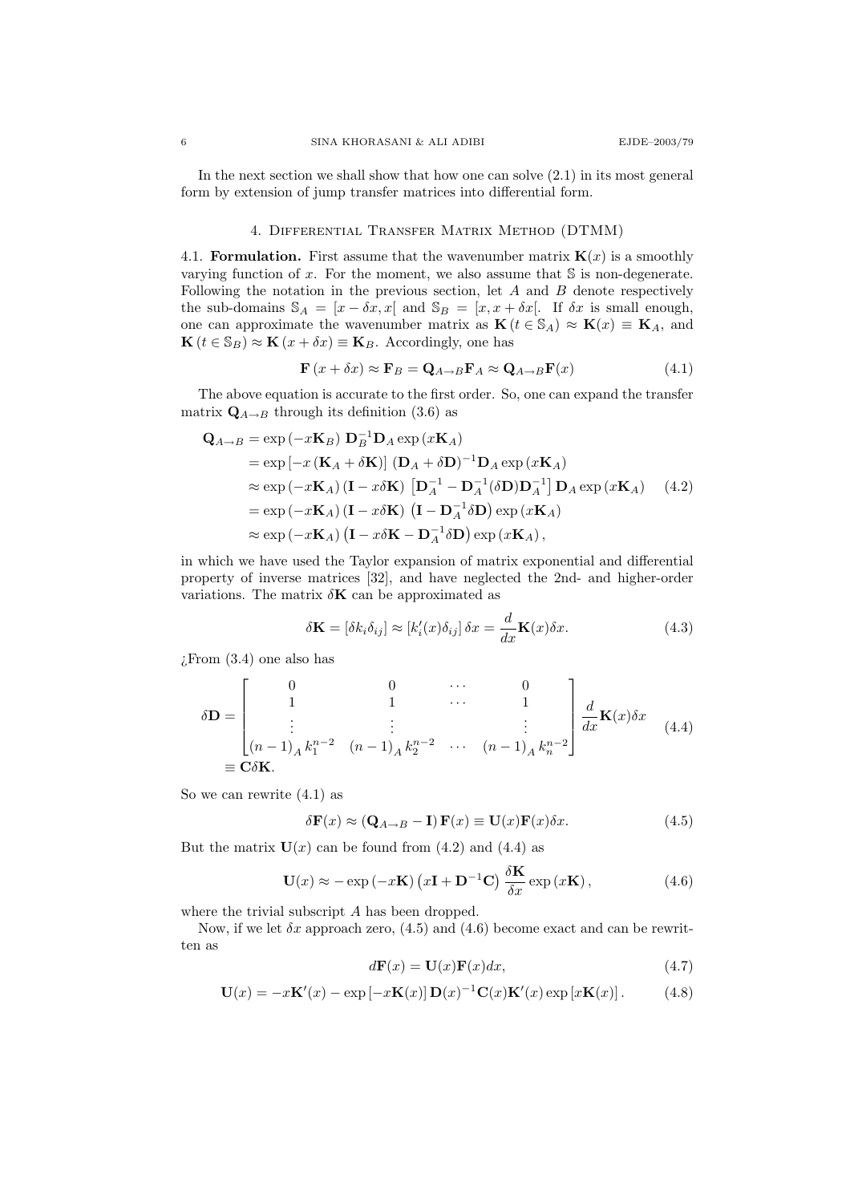In the next section we shall show that how one can solve (2.1) in its most general form by extension of jump transfer matrices into differential form.

## 4. Differential Transfer Matrix Method (DTMM)

4.1. **Formulation.** First assume that the wavenumber matrix $\mathbf{K}(x)$ is a smoothly varying function of $x$. For the moment, we also assume that $\mathbb{S}$ is non-degenerate. Following the notation in the previous section, let $A$ and $B$ denote respectively the sub-domains $\mathbb{S}_A = [x - \delta x, x[$ and $\mathbb{S}_B = [x, x + \delta x[$. If $\delta x$ is small enough, one can approximate the wavenumber matrix as $\mathbf{K}(t \in \mathbb{S}_A) \approx \mathbf{K}(x) \equiv \mathbf{K}_A$, and $\mathbf{K}(t \in \mathbb{S}_B) \approx \mathbf{K}(x + \delta x) \equiv \mathbf{K}_B$. Accordingly, one has

$$\mathbf{F}(x + \delta x) \approx \mathbf{F}_B = \mathbf{Q}_{A \to B} \mathbf{F}_A \approx \mathbf{Q}_{A \to B} \mathbf{F}(x) \tag{4.1}$$

The above equation is accurate to the first order. So, one can expand the transfer matrix $\mathbf{Q}_{A \to B}$ through its definition (3.6) as

$$\begin{aligned}
\mathbf{Q}_{A \to B} &= \exp(-x\mathbf{K}_B)\, \mathbf{D}_B^{-1} \mathbf{D}_A \exp(x\mathbf{K}_A) \\
&= \exp[-x(\mathbf{K}_A + \delta\mathbf{K})]\, (\mathbf{D}_A + \delta\mathbf{D})^{-1} \mathbf{D}_A \exp(x\mathbf{K}_A) \\
&\approx \exp(-x\mathbf{K}_A)(\mathbf{I} - x\delta\mathbf{K})\, \left[\mathbf{D}_A^{-1} - \mathbf{D}_A^{-1}(\delta\mathbf{D})\mathbf{D}_A^{-1}\right] \mathbf{D}_A \exp(x\mathbf{K}_A) \\
&= \exp(-x\mathbf{K}_A)(\mathbf{I} - x\delta\mathbf{K})\, \left(\mathbf{I} - \mathbf{D}_A^{-1}\delta\mathbf{D}\right) \exp(x\mathbf{K}_A) \\
&\approx \exp(-x\mathbf{K}_A)\left(\mathbf{I} - x\delta\mathbf{K} - \mathbf{D}_A^{-1}\delta\mathbf{D}\right) \exp(x\mathbf{K}_A),
\end{aligned} \tag{4.2}$$

in which we have used the Taylor expansion of matrix exponential and differential property of inverse matrices [32], and have neglected the 2nd- and higher-order variations. The matrix $\delta\mathbf{K}$ can be approximated as

$$\delta\mathbf{K} = [\delta k_i \delta_{ij}] \approx [k_i'(x)\delta_{ij}]\, \delta x = \frac{d}{dx}\mathbf{K}(x)\delta x. \tag{4.3}$$

¿From (3.4) one also has

$$\begin{aligned}
\delta\mathbf{D} &= \begin{bmatrix} 0 & 0 & \cdots & 0 \\ 1 & 1 & \cdots & 1 \\ \vdots & \vdots & & \vdots \\ (n-1)_A\, k_1^{n-2} & (n-1)_A\, k_2^{n-2} & \cdots & (n-1)_A\, k_n^{n-2} \end{bmatrix} \frac{d}{dx}\mathbf{K}(x)\delta x \\
&\equiv \mathbf{C}\delta\mathbf{K}.
\end{aligned} \tag{4.4}$$

So we can rewrite (4.1) as

$$\delta\mathbf{F}(x) \approx (\mathbf{Q}_{A \to B} - \mathbf{I})\, \mathbf{F}(x) \equiv \mathbf{U}(x)\mathbf{F}(x)\delta x. \tag{4.5}$$

But the matrix $\mathbf{U}(x)$ can be found from (4.2) and (4.4) as

$$\mathbf{U}(x) \approx -\exp(-x\mathbf{K})\left(x\mathbf{I} + \mathbf{D}^{-1}\mathbf{C}\right) \frac{\delta\mathbf{K}}{\delta x} \exp(x\mathbf{K}), \tag{4.6}$$

where the trivial subscript $A$ has been dropped.

Now, if we let $\delta x$ approach zero, (4.5) and (4.6) become exact and can be rewritten as

$$d\mathbf{F}(x) = \mathbf{U}(x)\mathbf{F}(x)dx, \tag{4.7}$$

$$\mathbf{U}(x) = -x\mathbf{K}'(x) - \exp[-x\mathbf{K}(x)]\, \mathbf{D}(x)^{-1}\mathbf{C}(x)\mathbf{K}'(x) \exp[x\mathbf{K}(x)]. \tag{4.8}$$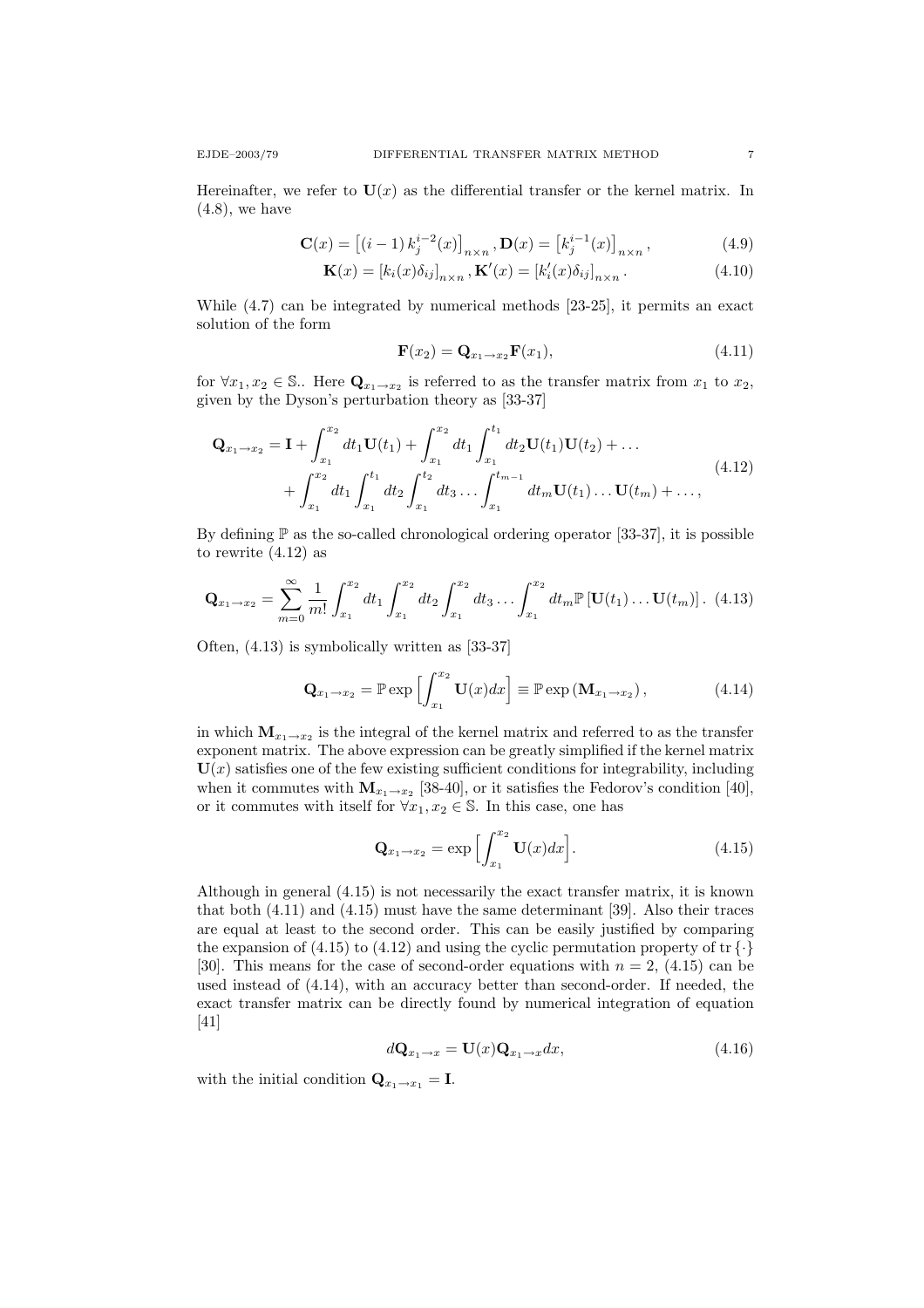Hereinafter, we refer to $\mathbf{U}(x)$ as the differential transfer or the kernel matrix. In (4.8), we have

$$\mathbf{C}(x) = \left[(i-1)\, k_j^{i-2}(x)\right]_{n\times n}, \mathbf{D}(x) = \left[k_j^{i-1}(x)\right]_{n\times n}, \tag{4.9}$$

$$\mathbf{K}(x) = \left[k_i(x)\delta_{ij}\right]_{n\times n}, \mathbf{K}'(x) = \left[k_i'(x)\delta_{ij}\right]_{n\times n}. \tag{4.10}$$

While (4.7) can be integrated by numerical methods [23-25], it permits an exact solution of the form

$$\mathbf{F}(x_2) = \mathbf{Q}_{x_1\to x_2}\mathbf{F}(x_1), \tag{4.11}$$

for $\forall x_1, x_2 \in \mathbb{S}$.. Here $\mathbf{Q}_{x_1\to x_2}$ is referred to as the transfer matrix from $x_1$ to $x_2$, given by the Dyson's perturbation theory as [33-37]

$$\begin{aligned}\mathbf{Q}_{x_1\to x_2} = \mathbf{I} &+ \int_{x_1}^{x_2} dt_1 \mathbf{U}(t_1) + \int_{x_1}^{x_2} dt_1 \int_{x_1}^{t_1} dt_2 \mathbf{U}(t_1)\mathbf{U}(t_2) + \dots \\ &+ \int_{x_1}^{x_2} dt_1 \int_{x_1}^{t_1} dt_2 \int_{x_1}^{t_2} dt_3 \dots \int_{x_1}^{t_{m-1}} dt_m \mathbf{U}(t_1)\dots\mathbf{U}(t_m) + \dots,\end{aligned} \tag{4.12}$$

By defining $\mathbb{P}$ as the so-called chronological ordering operator [33-37], it is possible to rewrite (4.12) as

$$\mathbf{Q}_{x_1\to x_2} = \sum_{m=0}^{\infty} \frac{1}{m!} \int_{x_1}^{x_2} dt_1 \int_{x_1}^{x_2} dt_2 \int_{x_1}^{x_2} dt_3 \dots \int_{x_1}^{x_2} dt_m \mathbb{P}\left[\mathbf{U}(t_1)\dots\mathbf{U}(t_m)\right]. \tag{4.13}$$

Often, (4.13) is symbolically written as [33-37]

$$\mathbf{Q}_{x_1\to x_2} = \mathbb{P}\exp\Big[\int_{x_1}^{x_2} \mathbf{U}(x)dx\Big] \equiv \mathbb{P}\exp\left(\mathbf{M}_{x_1\to x_2}\right), \tag{4.14}$$

in which $\mathbf{M}_{x_1\to x_2}$ is the integral of the kernel matrix and referred to as the transfer exponent matrix. The above expression can be greatly simplified if the kernel matrix $\mathbf{U}(x)$ satisfies one of the few existing sufficient conditions for integrability, including when it commutes with $\mathbf{M}_{x_1\to x_2}$ [38-40], or it satisfies the Fedorov's condition [40], or it commutes with itself for $\forall x_1, x_2 \in \mathbb{S}$. In this case, one has

$$\mathbf{Q}_{x_1\to x_2} = \exp\Big[\int_{x_1}^{x_2} \mathbf{U}(x)dx\Big]. \tag{4.15}$$

Although in general (4.15) is not necessarily the exact transfer matrix, it is known that both (4.11) and (4.15) must have the same determinant [39]. Also their traces are equal at least to the second order. This can be easily justified by comparing the expansion of (4.15) to (4.12) and using the cyclic permutation property of $\operatorname{tr}\{\cdot\}$ [30]. This means for the case of second-order equations with $n = 2$, (4.15) can be used instead of (4.14), with an accuracy better than second-order. If needed, the exact transfer matrix can be directly found by numerical integration of equation [41]

$$d\mathbf{Q}_{x_1\to x} = \mathbf{U}(x)\mathbf{Q}_{x_1\to x}dx, \tag{4.16}$$

with the initial condition $\mathbf{Q}_{x_1\to x_1} = \mathbf{I}$.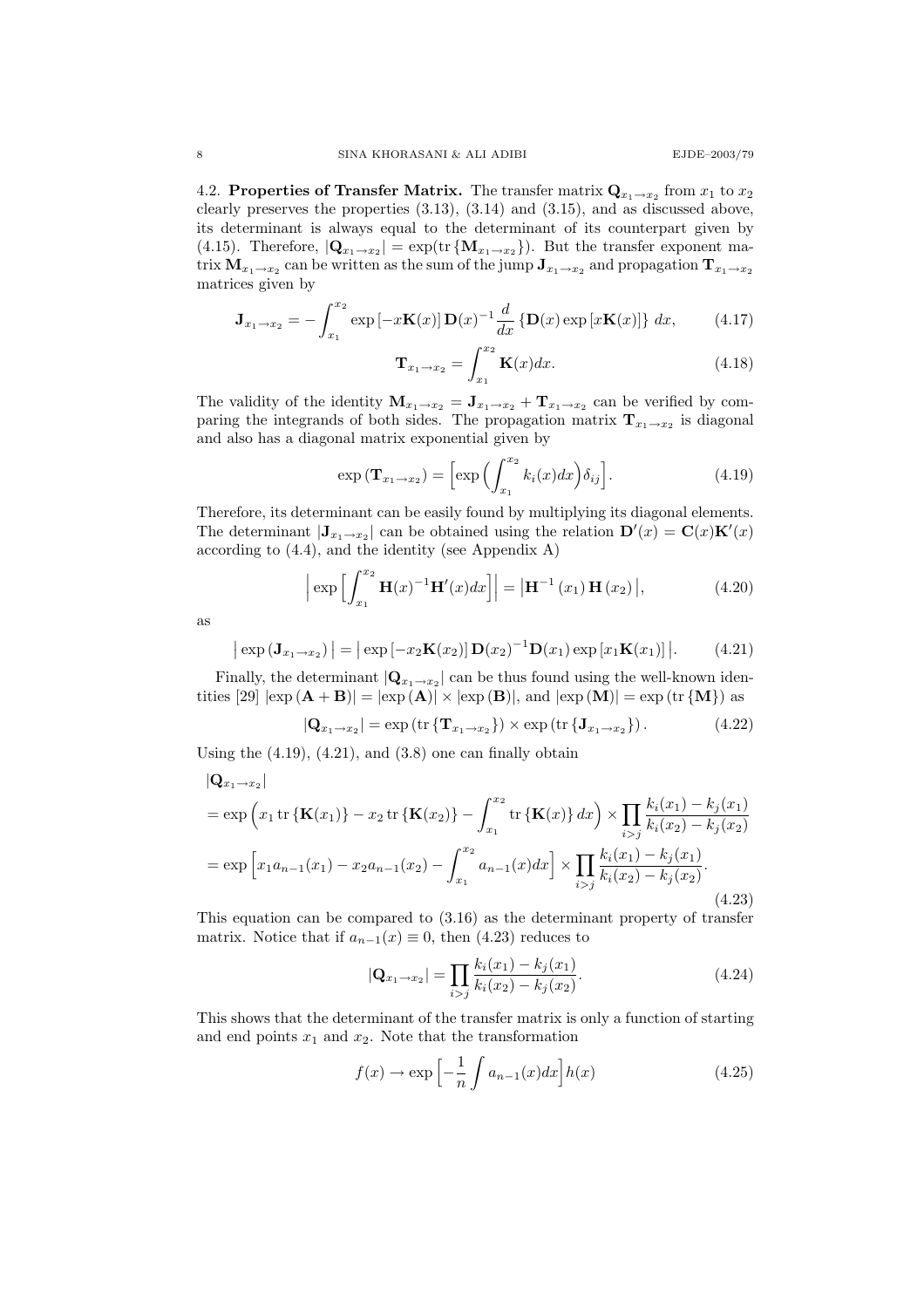4.2. **Properties of Transfer Matrix.** The transfer matrix $\mathbf{Q}_{x_1 \to x_2}$ from $x_1$ to $x_2$ clearly preserves the properties (3.13), (3.14) and (3.15), and as discussed above, its determinant is always equal to the determinant of its counterpart given by (4.15). Therefore, $|\mathbf{Q}_{x_1 \to x_2}| = \exp(\operatorname{tr}\{\mathbf{M}_{x_1 \to x_2}\})$. But the transfer exponent matrix $\mathbf{M}_{x_1 \to x_2}$ can be written as the sum of the jump $\mathbf{J}_{x_1 \to x_2}$ and propagation $\mathbf{T}_{x_1 \to x_2}$ matrices given by

$$\mathbf{J}_{x_1 \to x_2} = -\int_{x_1}^{x_2} \exp\left[-x\mathbf{K}(x)\right] \mathbf{D}(x)^{-1} \frac{d}{dx} \left\{\mathbf{D}(x) \exp\left[x\mathbf{K}(x)\right]\right\} dx, \tag{4.17}$$

$$\mathbf{T}_{x_1 \to x_2} = \int_{x_1}^{x_2} \mathbf{K}(x) dx. \tag{4.18}$$

The validity of the identity $\mathbf{M}_{x_1 \to x_2} = \mathbf{J}_{x_1 \to x_2} + \mathbf{T}_{x_1 \to x_2}$ can be verified by comparing the integrands of both sides. The propagation matrix $\mathbf{T}_{x_1 \to x_2}$ is diagonal and also has a diagonal matrix exponential given by

$$\exp\left(\mathbf{T}_{x_1 \to x_2}\right) = \Big[\exp\Big(\int_{x_1}^{x_2} k_i(x) dx\Big) \delta_{ij}\Big]. \tag{4.19}$$

Therefore, its determinant can be easily found by multiplying its diagonal elements. The determinant $|\mathbf{J}_{x_1 \to x_2}|$ can be obtained using the relation $\mathbf{D}'(x) = \mathbf{C}(x)\mathbf{K}'(x)$ according to (4.4), and the identity (see Appendix A)

$$\Big| \exp\Big[\int_{x_1}^{x_2} \mathbf{H}(x)^{-1} \mathbf{H}'(x) dx\Big] \Big| = \left|\mathbf{H}^{-1}(x_1)\, \mathbf{H}(x_2)\right|, \tag{4.20}$$

as

$$\big| \exp\left(\mathbf{J}_{x_1 \to x_2}\right) \big| = \big| \exp\left[-x_2 \mathbf{K}(x_2)\right] \mathbf{D}(x_2)^{-1} \mathbf{D}(x_1) \exp\left[x_1 \mathbf{K}(x_1)\right] \big|. \tag{4.21}$$

Finally, the determinant $|\mathbf{Q}_{x_1 \to x_2}|$ can be thus found using the well-known identities [29] $|\exp(\mathbf{A} + \mathbf{B})| = |\exp(\mathbf{A})| \times |\exp(\mathbf{B})|$, and $|\exp(\mathbf{M})| = \exp(\operatorname{tr}\{\mathbf{M}\})$ as

$$|\mathbf{Q}_{x_1 \to x_2}| = \exp\left(\operatorname{tr}\{\mathbf{T}_{x_1 \to x_2}\}\right) \times \exp\left(\operatorname{tr}\{\mathbf{J}_{x_1 \to x_2}\}\right). \tag{4.22}$$

Using the (4.19), (4.21), and (3.8) one can finally obtain

$$\begin{aligned}
&|\mathbf{Q}_{x_1 \to x_2}| \\
&= \exp\Big(x_1 \operatorname{tr}\{\mathbf{K}(x_1)\} - x_2 \operatorname{tr}\{\mathbf{K}(x_2)\} - \int_{x_1}^{x_2} \operatorname{tr}\{\mathbf{K}(x)\} dx\Big) \times \prod_{i>j} \frac{k_i(x_1) - k_j(x_1)}{k_i(x_2) - k_j(x_2)} \\
&= \exp\Big[x_1 a_{n-1}(x_1) - x_2 a_{n-1}(x_2) - \int_{x_1}^{x_2} a_{n-1}(x) dx\Big] \times \prod_{i>j} \frac{k_i(x_1) - k_j(x_1)}{k_i(x_2) - k_j(x_2)}.
\end{aligned} \tag{4.23}$$

This equation can be compared to (3.16) as the determinant property of transfer matrix. Notice that if $a_{n-1}(x) \equiv 0$, then (4.23) reduces to

$$|\mathbf{Q}_{x_1 \to x_2}| = \prod_{i>j} \frac{k_i(x_1) - k_j(x_1)}{k_i(x_2) - k_j(x_2)}. \tag{4.24}$$

This shows that the determinant of the transfer matrix is only a function of starting and end points $x_1$ and $x_2$. Note that the transformation

$$f(x) \to \exp\Big[-\frac{1}{n} \int a_{n-1}(x) dx\Big] h(x) \tag{4.25}$$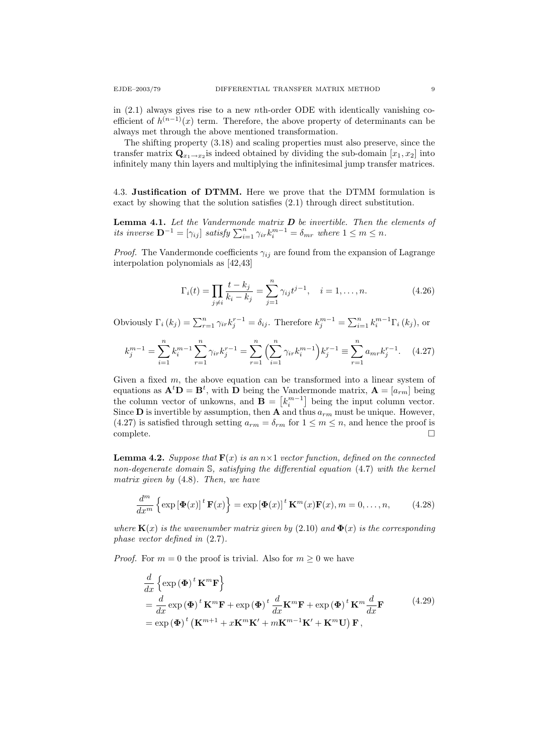in (2.1) always gives rise to a new $n$th-order ODE with identically vanishing coefficient of $h^{(n-1)}(x)$ term. Therefore, the above property of determinants can be always met through the above mentioned transformation.

The shifting property (3.18) and scaling properties must also preserve, since the transfer matrix $\mathbf{Q}_{x_1 \to x_2}$is indeed obtained by dividing the sub-domain $[x_1, x_2]$ into infinitely many thin layers and multiplying the infinitesimal jump transfer matrices.

4.3. **Justification of DTMM.** Here we prove that the DTMM formulation is exact by showing that the solution satisfies (2.1) through direct substitution.

**Lemma 4.1.** *Let the Vandermonde matrix* $\boldsymbol{D}$ *be invertible. Then the elements of its inverse* $\mathbf{D}^{-1} = [\gamma_{ij}]$ *satisfy* $\sum_{i=1}^{n} \gamma_{ir} k_i^{m-1} = \delta_{mr}$ *where* $1 \leq m \leq n$.

*Proof.* The Vandermonde coefficients $\gamma_{ij}$ are found from the expansion of Lagrange interpolation polynomials as [42,43]

$$\Gamma_i(t) = \prod_{j \neq i} \frac{t - k_j}{k_i - k_j} = \sum_{j=1}^{n} \gamma_{ij} t^{j-1}, \quad i = 1, \dots, n. \tag{4.26}$$

Obviously $\Gamma_i(k_j) = \sum_{r=1}^{n} \gamma_{ir} k_j^{r-1} = \delta_{ij}$. Therefore $k_j^{m-1} = \sum_{i=1}^{n} k_i^{m-1} \Gamma_i(k_j)$, or

$$k_j^{m-1} = \sum_{i=1}^{n} k_i^{m-1} \sum_{r=1}^{n} \gamma_{ir} k_j^{r-1} = \sum_{r=1}^{n} \Big( \sum_{i=1}^{n} \gamma_{ir} k_i^{m-1} \Big) k_j^{r-1} \equiv \sum_{r=1}^{n} a_{mr} k_j^{r-1}. \tag{4.27}$$

Given a fixed $m$, the above equation can be transformed into a linear system of equations as $\mathbf{A}^t \mathbf{D} = \mathbf{B}^t$, with $\mathbf{D}$ being the Vandermonde matrix, $\mathbf{A} = [a_{rm}]$ being the column vector of unkowns, and $\mathbf{B} = \left[ k_i^{m-1} \right]$ being the input column vector. Since $\mathbf{D}$ is invertible by assumption, then $\mathbf{A}$ and thus $a_{rm}$ must be unique. However, (4.27) is satisfied through setting $a_{rm} = \delta_{rm}$ for $1 \leq m \leq n$, and hence the proof is complete. $\square$

**Lemma 4.2.** *Suppose that* $\mathbf{F}(x)$ *is an* $n \times 1$ *vector function, defined on the connected non-degenerate domain* $\mathbb{S}$*, satisfying the differential equation* (4.7) *with the kernel matrix given by* (4.8)*. Then, we have*

$$\frac{d^m}{dx^m} \left\{ \exp\left[ \mathbf{\Phi}(x) \right]^t \mathbf{F}(x) \right\} = \exp\left[ \mathbf{\Phi}(x) \right]^t \mathbf{K}^m(x) \mathbf{F}(x), m = 0, \dots, n, \tag{4.28}$$

*where* $\mathbf{K}(x)$ *is the wavenumber matrix given by* (2.10) *and* $\mathbf{\Phi}(x)$ *is the corresponding phase vector defined in* (2.7)*.*

*Proof.* For $m = 0$ the proof is trivial. Also for $m \geq 0$ we have

$$\begin{aligned}
&\frac{d}{dx} \left\{ \exp\left( \mathbf{\Phi} \right)^t \mathbf{K}^m \mathbf{F} \right\} \\
&= \frac{d}{dx} \exp\left( \mathbf{\Phi} \right)^t \mathbf{K}^m \mathbf{F} + \exp\left( \mathbf{\Phi} \right)^t \frac{d}{dx} \mathbf{K}^m \mathbf{F} + \exp\left( \mathbf{\Phi} \right)^t \mathbf{K}^m \frac{d}{dx} \mathbf{F} \\
&= \exp\left( \mathbf{\Phi} \right)^t \left( \mathbf{K}^{m+1} + x \mathbf{K}^m \mathbf{K}' + m \mathbf{K}^{m-1} \mathbf{K}' + \mathbf{K}^m \mathbf{U} \right) \mathbf{F},
\end{aligned} \tag{4.29}$$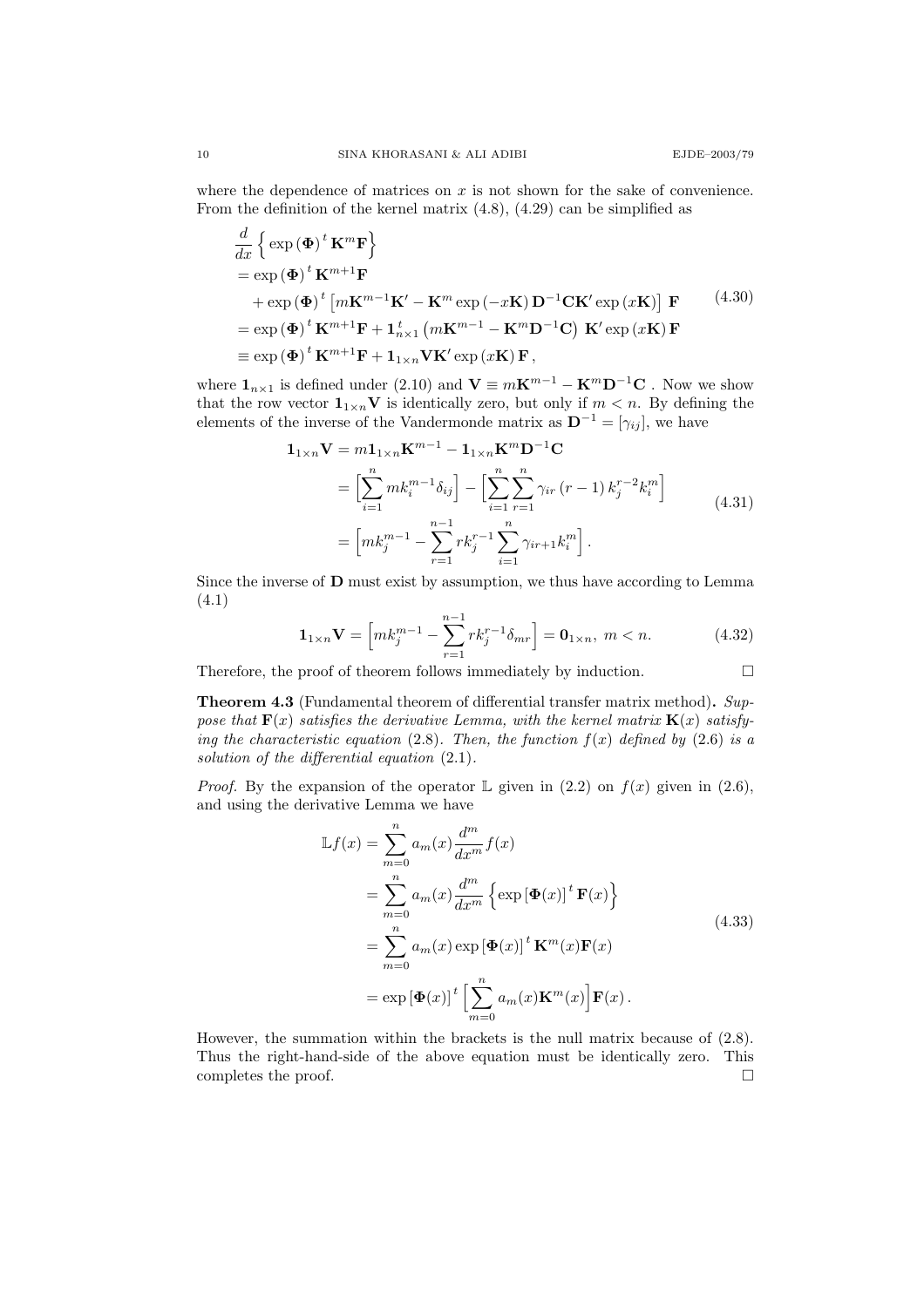where the dependence of matrices on $x$ is not shown for the sake of convenience. From the definition of the kernel matrix (4.8), (4.29) can be simplified as

$$
\begin{aligned}
&\frac{d}{dx}\Big\{\exp(\mathbf{\Phi})^t\,\mathbf{K}^m\mathbf{F}\Big\}\\
&=\exp(\mathbf{\Phi})^t\,\mathbf{K}^{m+1}\mathbf{F}\\
&\quad+\exp(\mathbf{\Phi})^t\left[m\mathbf{K}^{m-1}\mathbf{K}'-\mathbf{K}^m\exp(-x\mathbf{K})\,\mathbf{D}^{-1}\mathbf{C}\mathbf{K}'\exp(x\mathbf{K})\right]\,\mathbf{F}\\
&=\exp(\mathbf{\Phi})^t\,\mathbf{K}^{m+1}\mathbf{F}+\mathbf{1}_{n\times 1}^t\left(m\mathbf{K}^{m-1}-\mathbf{K}^m\mathbf{D}^{-1}\mathbf{C}\right)\,\mathbf{K}'\exp(x\mathbf{K})\,\mathbf{F}\\
&\equiv\exp(\mathbf{\Phi})^t\,\mathbf{K}^{m+1}\mathbf{F}+\mathbf{1}_{1\times n}\mathbf{V}\mathbf{K}'\exp(x\mathbf{K})\,\mathbf{F}\,,
\end{aligned}
\tag{4.30}
$$

where $\mathbf{1}_{n\times 1}$ is defined under (2.10) and $\mathbf{V}\equiv m\mathbf{K}^{m-1}-\mathbf{K}^m\mathbf{D}^{-1}\mathbf{C}$ . Now we show that the row vector $\mathbf{1}_{1\times n}\mathbf{V}$ is identically zero, but only if $m<n$. By defining the elements of the inverse of the Vandermonde matrix as $\mathbf{D}^{-1}=[\gamma_{ij}]$, we have

$$
\begin{aligned}
\mathbf{1}_{1\times n}\mathbf{V}&=m\mathbf{1}_{1\times n}\mathbf{K}^{m-1}-\mathbf{1}_{1\times n}\mathbf{K}^m\mathbf{D}^{-1}\mathbf{C}\\
&=\Big[\sum_{i=1}^{n}mk_i^{m-1}\delta_{ij}\Big]-\Big[\sum_{i=1}^{n}\sum_{r=1}^{n}\gamma_{ir}\,(r-1)\,k_j^{r-2}k_i^m\Big]\\
&=\Big[mk_j^{m-1}-\sum_{r=1}^{n-1}rk_j^{r-1}\sum_{i=1}^{n}\gamma_{ir+1}k_i^m\Big].
\end{aligned}
\tag{4.31}
$$

Since the inverse of $\mathbf{D}$ must exist by assumption, we thus have according to Lemma (4.1)

$$
\mathbf{1}_{1\times n}\mathbf{V}=\Big[mk_j^{m-1}-\sum_{r=1}^{n-1}rk_j^{r-1}\delta_{mr}\Big]=\mathbf{0}_{1\times n},\ m<n. \tag{4.32}
$$

Therefore, the proof of theorem follows immediately by induction. $\square$

**Theorem 4.3** (Fundamental theorem of differential transfer matrix method)**.** *Suppose that $\mathbf{F}(x)$ satisfies the derivative Lemma, with the kernel matrix $\mathbf{K}(x)$ satisfying the characteristic equation* (2.8)*. Then, the function $f(x)$ defined by* (2.6) *is a solution of the differential equation* (2.1)*.*

*Proof.* By the expansion of the operator $\mathbb{L}$ given in (2.2) on $f(x)$ given in (2.6), and using the derivative Lemma we have

$$
\begin{aligned}
\mathbb{L}f(x)&=\sum_{m=0}^{n}a_m(x)\frac{d^m}{dx^m}f(x)\\
&=\sum_{m=0}^{n}a_m(x)\frac{d^m}{dx^m}\Big\{\exp\left[\mathbf{\Phi}(x)\right]^t\,\mathbf{F}(x)\Big\}\\
&=\sum_{m=0}^{n}a_m(x)\exp\left[\mathbf{\Phi}(x)\right]^t\,\mathbf{K}^m(x)\mathbf{F}(x)\\
&=\exp\left[\mathbf{\Phi}(x)\right]^t\Big[\sum_{m=0}^{n}a_m(x)\mathbf{K}^m(x)\Big]\mathbf{F}(x)\,.
\end{aligned}
\tag{4.33}
$$

However, the summation within the brackets is the null matrix because of (2.8). Thus the right-hand-side of the above equation must be identically zero. This completes the proof. $\square$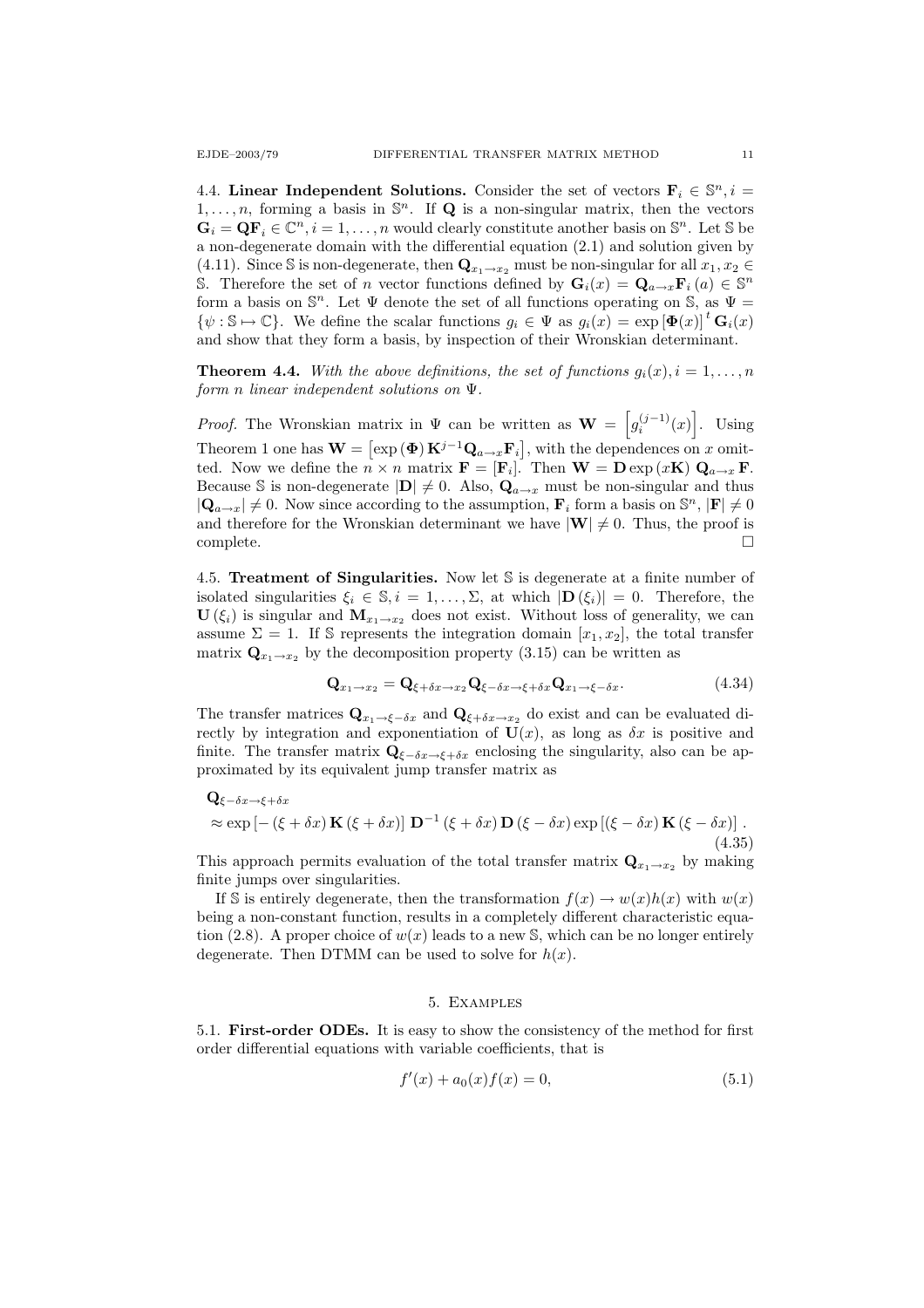4.4. **Linear Independent Solutions.** Consider the set of vectors $\mathbf{F}_i \in \mathbb{S}^n, i = 1, \dots, n$, forming a basis in $\mathbb{S}^n$. If $\mathbf{Q}$ is a non-singular matrix, then the vectors $\mathbf{G}_i = \mathbf{Q}\mathbf{F}_i \in \mathbb{C}^n, i = 1, \dots, n$ would clearly constitute another basis on $\mathbb{S}^n$. Let $\mathbb{S}$ be a non-degenerate domain with the differential equation (2.1) and solution given by (4.11). Since $\mathbb{S}$ is non-degenerate, then $\mathbf{Q}_{x_1 \to x_2}$ must be non-singular for all $x_1, x_2 \in \mathbb{S}$. Therefore the set of $n$ vector functions defined by $\mathbf{G}_i(x) = \mathbf{Q}_{a \to x}\mathbf{F}_i(a) \in \mathbb{S}^n$ form a basis on $\mathbb{S}^n$. Let $\Psi$ denote the set of all functions operating on $\mathbb{S}$, as $\Psi = \{\psi : \mathbb{S} \mapsto \mathbb{C}\}$. We define the scalar functions $g_i \in \Psi$ as $g_i(x) = \exp\left[\mathbf{\Phi}(x)\right]^t \mathbf{G}_i(x)$ and show that they form a basis, by inspection of their Wronskian determinant.

**Theorem 4.4.** *With the above definitions, the set of functions $g_i(x), i = 1, \dots, n$ form $n$ linear independent solutions on $\Psi$.*

*Proof.* The Wronskian matrix in $\Psi$ can be written as $\mathbf{W} = \left[g_i^{(j-1)}(x)\right]$. Using Theorem 1 one has $\mathbf{W} = \left[\exp\left(\mathbf{\Phi}\right)\mathbf{K}^{j-1}\mathbf{Q}_{a \to x}\mathbf{F}_i\right]$, with the dependences on $x$ omitted. Now we define the $n \times n$ matrix $\mathbf{F} = [\mathbf{F}_i]$. Then $\mathbf{W} = \mathbf{D}\exp\left(x\mathbf{K}\right)\mathbf{Q}_{a \to x}\mathbf{F}$. Because $\mathbb{S}$ is non-degenerate $|\mathbf{D}| \neq 0$. Also, $\mathbf{Q}_{a \to x}$ must be non-singular and thus $|\mathbf{Q}_{a \to x}| \neq 0$. Now since according to the assumption, $\mathbf{F}_i$ form a basis on $\mathbb{S}^n$, $|\mathbf{F}| \neq 0$ and therefore for the Wronskian determinant we have $|\mathbf{W}| \neq 0$. Thus, the proof is complete. □

4.5. **Treatment of Singularities.** Now let $\mathbb{S}$ is degenerate at a finite number of isolated singularities $\xi_i \in \mathbb{S}, i = 1, \dots, \Sigma$, at which $|\mathbf{D}(\xi_i)| = 0$. Therefore, the $\mathbf{U}(\xi_i)$ is singular and $\mathbf{M}_{x_1 \to x_2}$ does not exist. Without loss of generality, we can assume $\Sigma = 1$. If $\mathbb{S}$ represents the integration domain $[x_1, x_2]$, the total transfer matrix $\mathbf{Q}_{x_1 \to x_2}$ by the decomposition property (3.15) can be written as

$$\mathbf{Q}_{x_1 \to x_2} = \mathbf{Q}_{\xi + \delta x \to x_2}\mathbf{Q}_{\xi - \delta x \to \xi + \delta x}\mathbf{Q}_{x_1 \to \xi - \delta x}. \tag{4.34}$$

The transfer matrices $\mathbf{Q}_{x_1 \to \xi - \delta x}$ and $\mathbf{Q}_{\xi + \delta x \to x_2}$ do exist and can be evaluated directly by integration and exponentiation of $\mathbf{U}(x)$, as long as $\delta x$ is positive and finite. The transfer matrix $\mathbf{Q}_{\xi - \delta x \to \xi + \delta x}$ enclosing the singularity, also can be approximated by its equivalent jump transfer matrix as

$$\begin{aligned}
&\mathbf{Q}_{\xi - \delta x \to \xi + \delta x} \\
&\approx \exp\left[-\left(\xi + \delta x\right)\mathbf{K}\left(\xi + \delta x\right)\right]\mathbf{D}^{-1}\left(\xi + \delta x\right)\mathbf{D}\left(\xi - \delta x\right)\exp\left[\left(\xi - \delta x\right)\mathbf{K}\left(\xi - \delta x\right)\right].
\end{aligned} \tag{4.35}$$

This approach permits evaluation of the total transfer matrix $\mathbf{Q}_{x_1 \to x_2}$ by making finite jumps over singularities.

If $\mathbb{S}$ is entirely degenerate, then the transformation $f(x) \to w(x)h(x)$ with $w(x)$ being a non-constant function, results in a completely different characteristic equation (2.8). A proper choice of $w(x)$ leads to a new $\mathbb{S}$, which can be no longer entirely degenerate. Then DTMM can be used to solve for $h(x)$.

## 5. Examples

5.1. **First-order ODEs.** It is easy to show the consistency of the method for first order differential equations with variable coefficients, that is

$$f'(x) + a_0(x)f(x) = 0, \tag{5.1}$$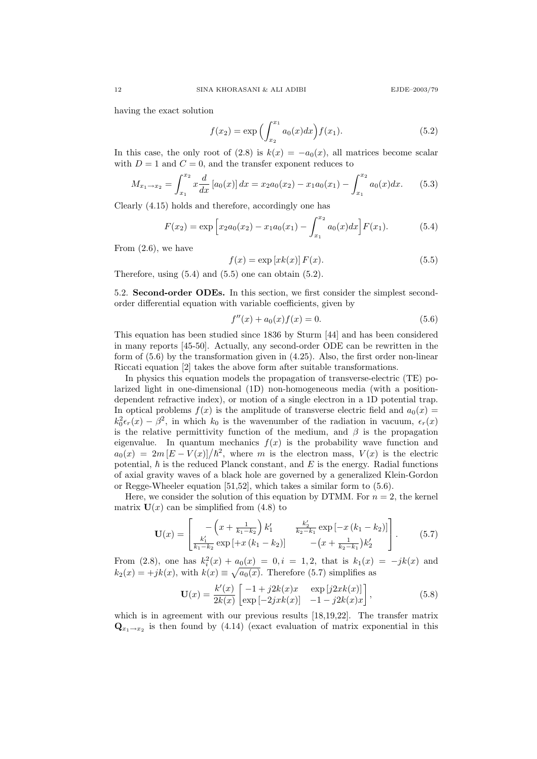having the exact solution

$$f(x_2) = \exp\Big(\int_{x_2}^{x_1} a_0(x)dx\Big) f(x_1). \tag{5.2}$$

In this case, the only root of (2.8) is $k(x) = -a_0(x)$, all matrices become scalar with $D = 1$ and $C = 0$, and the transfer exponent reduces to

$$M_{x_1 \to x_2} = \int_{x_1}^{x_2} x \frac{d}{dx}\left[a_0(x)\right] dx = x_2 a_0(x_2) - x_1 a_0(x_1) - \int_{x_1}^{x_2} a_0(x) dx. \tag{5.3}$$

Clearly (4.15) holds and therefore, accordingly one has

$$F(x_2) = \exp\Big[x_2 a_0(x_2) - x_1 a_0(x_1) - \int_{x_1}^{x_2} a_0(x)dx\Big] F(x_1). \tag{5.4}$$

From (2.6), we have

$$f(x) = \exp\left[x k(x)\right] F(x). \tag{5.5}$$

Therefore, using (5.4) and (5.5) one can obtain (5.2).

5.2. **Second-order ODEs.** In this section, we first consider the simplest second-order differential equation with variable coefficients, given by

$$f''(x) + a_0(x) f(x) = 0. \tag{5.6}$$

This equation has been studied since 1836 by Sturm [44] and has been considered in many reports [45-50]. Actually, any second-order ODE can be rewritten in the form of (5.6) by the transformation given in (4.25). Also, the first order non-linear Riccati equation [2] takes the above form after suitable transformations.

In physics this equation models the propagation of transverse-electric (TE) polarized light in one-dimensional (1D) non-homogeneous media (with a position-dependent refractive index), or motion of a single electron in a 1D potential trap. In optical problems $f(x)$ is the amplitude of transverse electric field and $a_0(x) = k_0^2 \epsilon_r(x) - \beta^2$, in which $k_0$ is the wavenumber of the radiation in vacuum, $\epsilon_r(x)$ is the relative permittivity function of the medium, and $\beta$ is the propagation eigenvalue. In quantum mechanics $f(x)$ is the probability wave function and $a_0(x) = 2m\left[E - V(x)\right]/\hbar^2$, where $m$ is the electron mass, $V(x)$ is the electric potential, $\hbar$ is the reduced Planck constant, and $E$ is the energy. Radial functions of axial gravity waves of a black hole are governed by a generalized Klein-Gordon or Regge-Wheeler equation [51,52], which takes a similar form to (5.6).

Here, we consider the solution of this equation by DTMM. For $n = 2$, the kernel matrix $\mathbf{U}(x)$ can be simplified from (4.8) to

$$\mathbf{U}(x) = \begin{bmatrix} -\left(x + \frac{1}{k_1 - k_2}\right) k_1' & \frac{k_2'}{k_2 - k_1} \exp\left[-x\left(k_1 - k_2\right)\right] \\ \frac{k_1'}{k_1 - k_2} \exp\left[+x\left(k_1 - k_2\right)\right] & -\left(x + \frac{1}{k_2 - k_1}\right) k_2' \end{bmatrix}. \tag{5.7}$$

From (2.8), one has $k_i^2(x) + a_0(x) = 0, i = 1, 2$, that is $k_1(x) = -jk(x)$ and $k_2(x) = +jk(x)$, with $k(x) \equiv \sqrt{a_0(x)}$. Therefore (5.7) simplifies as

$$\mathbf{U}(x) = \frac{k'(x)}{2k(x)} \begin{bmatrix} -1 + j2k(x)x & \exp\left[j2xk(x)\right] \\ \exp\left[-2jxk(x)\right] & -1 - j2k(x)x \end{bmatrix}, \tag{5.8}$$

which is in agreement with our previous results [18,19,22]. The transfer matrix $\mathbf{Q}_{x_1 \to x_2}$ is then found by (4.14) (exact evaluation of matrix exponential in this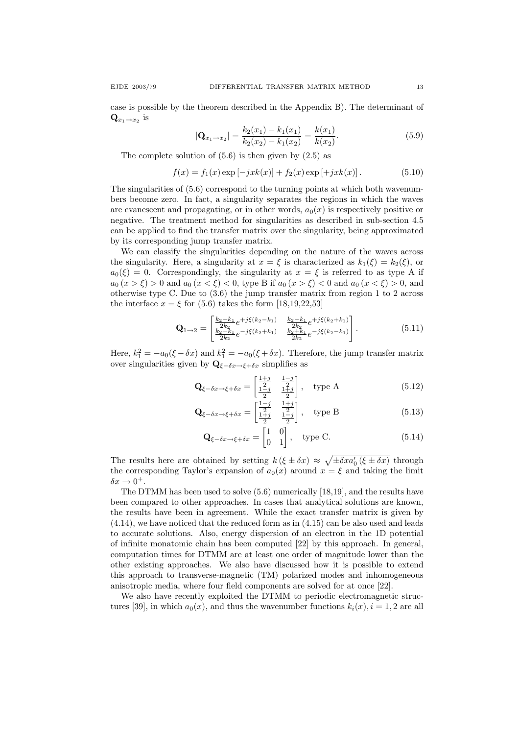case is possible by the theorem described in the Appendix B). The determinant of $\mathbf{Q}_{x_1\to x_2}$ is

$$|\mathbf{Q}_{x_1\to x_2}| = \frac{k_2(x_1)-k_1(x_1)}{k_2(x_2)-k_1(x_2)} = \frac{k(x_1)}{k(x_2)}. \tag{5.9}$$

The complete solution of (5.6) is then given by (2.5) as

$$f(x) = f_1(x)\exp\left[-jxk(x)\right] + f_2(x)\exp\left[+jxk(x)\right]. \tag{5.10}$$

The singularities of (5.6) correspond to the turning points at which both wavenumbers become zero. In fact, a singularity separates the regions in which the waves are evanescent and propagating, or in other words, $a_0(x)$ is respectively positive or negative. The treatment method for singularities as described in sub-section 4.5 can be applied to find the transfer matrix over the singularity, being approximated by its corresponding jump transfer matrix.

We can classify the singularities depending on the nature of the waves across the singularity. Here, a singularity at $x=\xi$ is characterized as $k_1(\xi)=k_2(\xi)$, or $a_0(\xi)=0$. Correspondingly, the singularity at $x=\xi$ is referred to as type A if $a_0(x>\xi)>0$ and $a_0(x<\xi)<0$, type B if $a_0(x>\xi)<0$ and $a_0(x<\xi)>0$, and otherwise type C. Due to (3.6) the jump transfer matrix from region 1 to 2 across the interface $x=\xi$ for (5.6) takes the form [18,19,22,53]

$$\mathbf{Q}_{1\to 2} = \begin{bmatrix} \frac{k_2+k_1}{2k_2}e^{+j\xi(k_2-k_1)} & \frac{k_2-k_1}{2k_2}e^{+j\xi(k_2+k_1)} \\ \frac{k_2-k_1}{2k_2}e^{-j\xi(k_2+k_1)} & \frac{k_2+k_1}{2k_2}e^{-j\xi(k_2-k_1)} \end{bmatrix}. \tag{5.11}$$

Here, $k_2^2 = -a_0(\xi-\delta x)$ and $k_1^2 = -a_0(\xi+\delta x)$. Therefore, the jump transfer matrix over singularities given by $\mathbf{Q}_{\xi-\delta x\to\xi+\delta x}$ simplifies as

$$\mathbf{Q}_{\xi-\delta x\to\xi+\delta x} = \begin{bmatrix} \frac{1+j}{2} & \frac{1-j}{2} \\ \frac{1-j}{2} & \frac{1+j}{2} \end{bmatrix}, \quad \text{type A} \tag{5.12}$$

$$\mathbf{Q}_{\xi-\delta x\to\xi+\delta x} = \begin{bmatrix} \frac{1-j}{2} & \frac{1+j}{2} \\ \frac{1+j}{2} & \frac{1-j}{2} \end{bmatrix}, \quad \text{type B} \tag{5.13}$$

$$\mathbf{Q}_{\xi-\delta x\to\xi+\delta x} = \begin{bmatrix} 1 & 0 \\ 0 & 1 \end{bmatrix}, \quad \text{type C.} \tag{5.14}$$

The results here are obtained by setting $k(\xi\pm\delta x) \approx \sqrt{\pm\delta x a_0'(\xi\pm\delta x)}$ through the corresponding Taylor's expansion of $a_0(x)$ around $x=\xi$ and taking the limit $\delta x\to 0^+$.

The DTMM has been used to solve (5.6) numerically [18,19], and the results have been compared to other approaches. In cases that analytical solutions are known, the results have been in agreement. While the exact transfer matrix is given by (4.14), we have noticed that the reduced form as in (4.15) can be also used and leads to accurate solutions. Also, energy dispersion of an electron in the 1D potential of infinite monatomic chain has been computed [22] by this approach. In general, computation times for DTMM are at least one order of magnitude lower than the other existing approaches. We also have discussed how it is possible to extend this approach to transverse-magnetic (TM) polarized modes and inhomogeneous anisotropic media, where four field components are solved for at once [22].

We also have recently exploited the DTMM to periodic electromagnetic structures [39], in which $a_0(x)$, and thus the wavenumber functions $k_i(x), i=1,2$ are all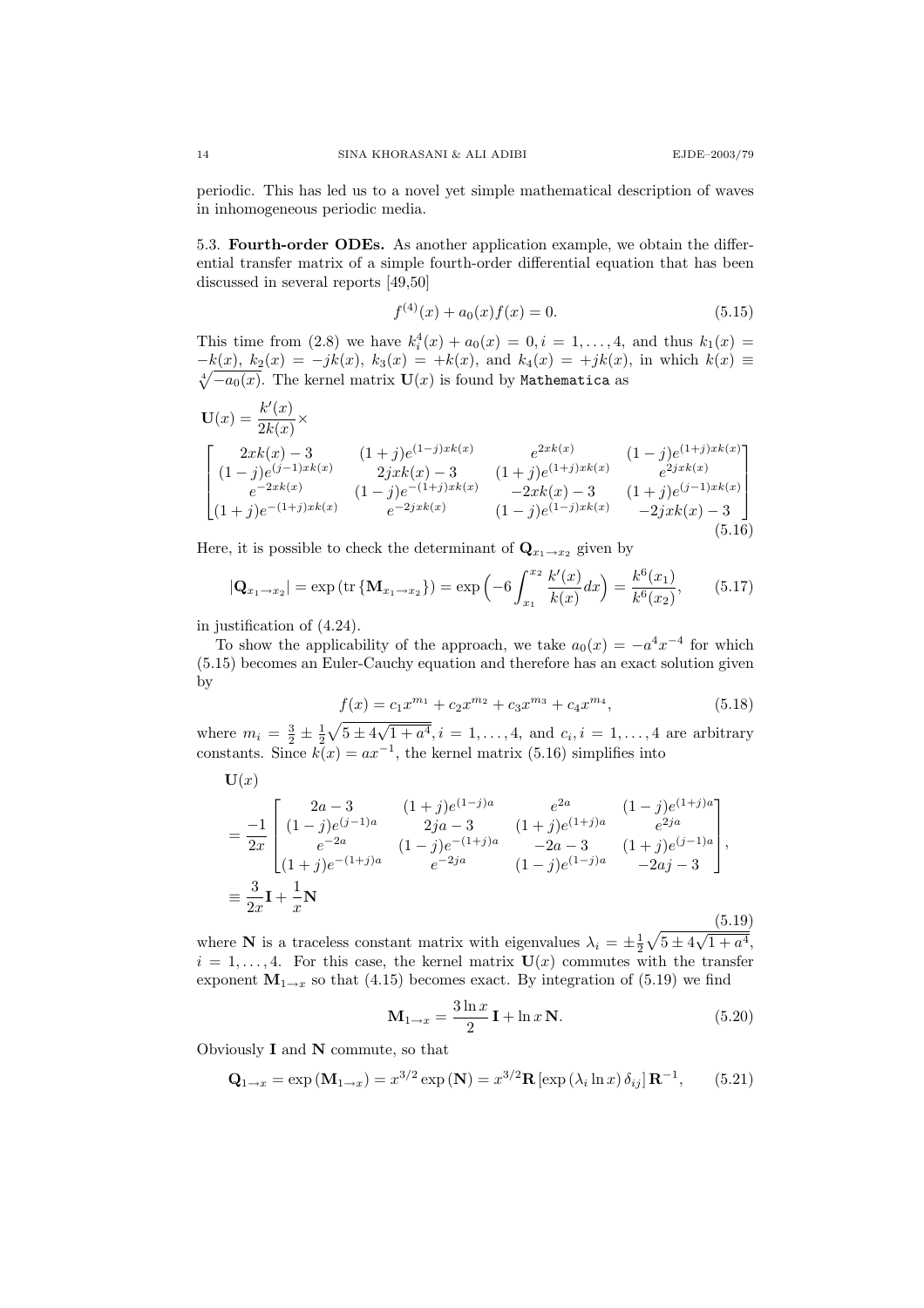periodic. This has led us to a novel yet simple mathematical description of waves in inhomogeneous periodic media.

### 5.3. Fourth-order ODEs.

As another application example, we obtain the differential transfer matrix of a simple fourth-order differential equation that has been discussed in several reports [49,50]

$$f^{(4)}(x) + a_0(x)f(x) = 0. \tag{5.15}$$

This time from (2.8) we have $k_i^4(x) + a_0(x) = 0, i = 1, \ldots, 4$, and thus $k_1(x) = -k(x)$, $k_2(x) = -jk(x)$, $k_3(x) = +k(x)$, and $k_4(x) = +jk(x)$, in which $k(x) \equiv \sqrt[4]{-a_0(x)}$. The kernel matrix $\mathbf{U}(x)$ is found by Mathematica as

$$\mathbf{U}(x) = \frac{k'(x)}{2k(x)} \times \begin{bmatrix} 2xk(x) - 3 & (1+j)e^{(1-j)xk(x)} & e^{2xk(x)} & (1-j)e^{(1+j)xk(x)} \\ (1-j)e^{(j-1)xk(x)} & 2jxk(x) - 3 & (1+j)e^{(1+j)xk(x)} & e^{2jxk(x)} \\ e^{-2xk(x)} & (1-j)e^{-(1+j)xk(x)} & -2xk(x) - 3 & (1+j)e^{(j-1)xk(x)} \\ (1+j)e^{-(1+j)xk(x)} & e^{-2jxk(x)} & (1-j)e^{(1-j)xk(x)} & -2jxk(x) - 3 \end{bmatrix} \tag{5.16}$$

Here, it is possible to check the determinant of $\mathbf{Q}_{x_1 \to x_2}$ given by

$$|\mathbf{Q}_{x_1 \to x_2}| = \exp\left(\operatorname{tr}\{\mathbf{M}_{x_1 \to x_2}\}\right) = \exp\left(-6 \int_{x_1}^{x_2} \frac{k'(x)}{k(x)} dx\right) = \frac{k^6(x_1)}{k^6(x_2)}, \tag{5.17}$$

in justification of (4.24).

To show the applicability of the approach, we take $a_0(x) = -a^4 x^{-4}$ for which (5.15) becomes an Euler-Cauchy equation and therefore has an exact solution given by

$$f(x) = c_1 x^{m_1} + c_2 x^{m_2} + c_3 x^{m_3} + c_4 x^{m_4}, \tag{5.18}$$

where $m_i = \frac{3}{2} \pm \frac{1}{2}\sqrt{5 \pm 4\sqrt{1+a^4}}, i = 1, \ldots, 4$, and $c_i, i = 1, \ldots, 4$ are arbitrary constants. Since $k(x) = ax^{-1}$, the kernel matrix (5.16) simplifies into

$$\begin{aligned} &\mathbf{U}(x) \\ &= \frac{-1}{2x} \begin{bmatrix} 2a - 3 & (1+j)e^{(1-j)a} & e^{2a} & (1-j)e^{(1+j)a} \\ (1-j)e^{(j-1)a} & 2ja - 3 & (1+j)e^{(1+j)a} & e^{2ja} \\ e^{-2a} & (1-j)e^{-(1+j)a} & -2a - 3 & (1+j)e^{(j-1)a} \\ (1+j)e^{-(1+j)a} & e^{-2ja} & (1-j)e^{(1-j)a} & -2aj - 3 \end{bmatrix}, \\ &\equiv \frac{3}{2x}\mathbf{I} + \frac{1}{x}\mathbf{N} \end{aligned} \tag{5.19}$$

where $\mathbf{N}$ is a traceless constant matrix with eigenvalues $\lambda_i = \pm\frac{1}{2}\sqrt{5 \pm 4\sqrt{1+a^4}}$, $i = 1, \ldots, 4$. For this case, the kernel matrix $\mathbf{U}(x)$ commutes with the transfer exponent $\mathbf{M}_{1 \to x}$ so that (4.15) becomes exact. By integration of (5.19) we find

$$\mathbf{M}_{1 \to x} = \frac{3 \ln x}{2}\mathbf{I} + \ln x\,\mathbf{N}. \tag{5.20}$$

Obviously $\mathbf{I}$ and $\mathbf{N}$ commute, so that

$$\mathbf{Q}_{1 \to x} = \exp\left(\mathbf{M}_{1 \to x}\right) = x^{3/2} \exp\left(\mathbf{N}\right) = x^{3/2} \mathbf{R}\left[\exp\left(\lambda_i \ln x\right)\delta_{ij}\right]\mathbf{R}^{-1}, \tag{5.21}$$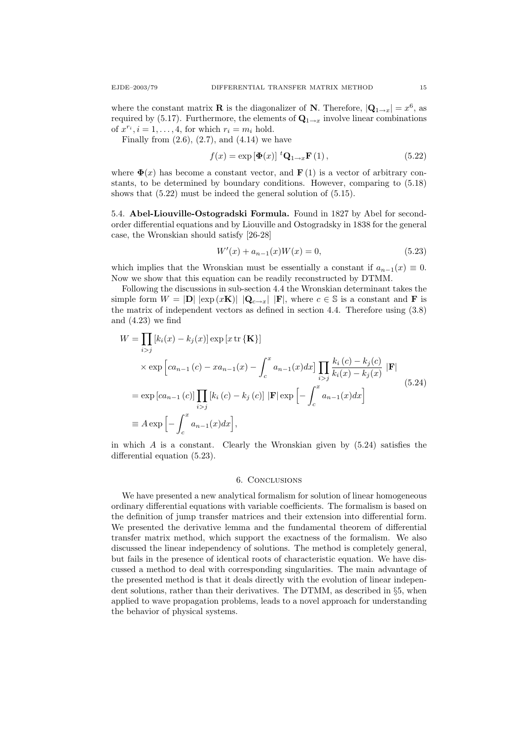where the constant matrix $\mathbf{R}$ is the diagonalizer of $\mathbf{N}$. Therefore, $|\mathbf{Q}_{1\to x}| = x^6$, as required by (5.17). Furthermore, the elements of $\mathbf{Q}_{1\to x}$ involve linear combinations of $x^{r_i}, i = 1, \dots, 4$, for which $r_i = m_i$ hold.

Finally from (2.6), (2.7), and (4.14) we have

$$f(x) = \exp\left[\boldsymbol{\Phi}(x)\right] {}^t\mathbf{Q}_{1\to x}\mathbf{F}\left(1\right), \tag{5.22}$$

where $\boldsymbol{\Phi}(x)$ has become a constant vector, and $\mathbf{F}\left(1\right)$ is a vector of arbitrary constants, to be determined by boundary conditions. However, comparing to (5.18) shows that (5.22) must be indeed the general solution of (5.15).

### 5.4. Abel-Liouville-Ostogradski Formula.

Found in 1827 by Abel for second-order differential equations and by Liouville and Ostogradsky in 1838 for the general case, the Wronskian should satisfy [26-28]

$$W'(x) + a_{n-1}(x)W(x) = 0, \tag{5.23}$$

which implies that the Wronskian must be essentially a constant if $a_{n-1}(x) \equiv 0$. Now we show that this equation can be readily reconstructed by DTMM.

Following the discussions in sub-section 4.4 the Wronskian determinant takes the simple form $W = |\mathbf{D}|\ |\exp\left(x\mathbf{K}\right)|\ |\mathbf{Q}_{c\to x}|\ |\mathbf{F}|$, where $c \in \mathbb{S}$ is a constant and $\mathbf{F}$ is the matrix of independent vectors as defined in section 4.4. Therefore using (3.8) and (4.23) we find

$$\begin{aligned}
W &= \prod_{i>j}\left[k_i(x) - k_j(x)\right]\exp\left[x\,\mathrm{tr}\left\{\mathbf{K}\right\}\right] \\
&\quad\times \exp\Big[c a_{n-1}\left(c\right) - x a_{n-1}(x) - \int_c^x a_{n-1}(x)dx\Big]\prod_{i>j}\frac{k_i\left(c\right) - k_j(c)}{k_i(x) - k_j(x)}\ |\mathbf{F}| \\
&= \exp\left[c a_{n-1}\left(c\right)\right]\prod_{i>j}\left[k_i\left(c\right) - k_j\left(c\right)\right]\ |\mathbf{F}|\exp\Big[-\int_c^x a_{n-1}(x)dx\Big] \\
&\equiv A\exp\Big[-\int_c^x a_{n-1}(x)dx\Big],
\end{aligned} \tag{5.24}$$

in which $A$ is a constant. Clearly the Wronskian given by (5.24) satisfies the differential equation (5.23).

## 6. Conclusions

We have presented a new analytical formalism for solution of linear homogeneous ordinary differential equations with variable coefficients. The formalism is based on the definition of jump transfer matrices and their extension into differential form. We presented the derivative lemma and the fundamental theorem of differential transfer matrix method, which support the exactness of the formalism. We also discussed the linear independency of solutions. The method is completely general, but fails in the presence of identical roots of characteristic equation. We have discussed a method to deal with corresponding singularities. The main advantage of the presented method is that it deals directly with the evolution of linear independent solutions, rather than their derivatives. The DTMM, as described in §5, when applied to wave propagation problems, leads to a novel approach for understanding the behavior of physical systems.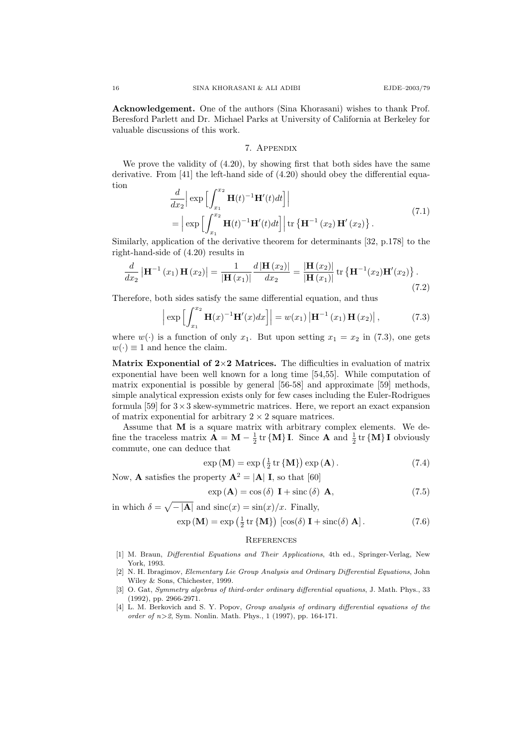**Acknowledgement.** One of the authors (Sina Khorasani) wishes to thank Prof. Beresford Parlett and Dr. Michael Parks at University of California at Berkeley for valuable discussions of this work.

## 7. Appendix

We prove the validity of (4.20), by showing first that both sides have the same derivative. From [41] the left-hand side of (4.20) should obey the differential equation

$$\begin{aligned}&\frac{d}{dx_2}\Big|\exp\Big[\int_{x_1}^{x_2}\mathbf{H}(t)^{-1}\mathbf{H}'(t)dt\Big]\Big|\\&=\Big|\exp\Big[\int_{x_1}^{x_2}\mathbf{H}(t)^{-1}\mathbf{H}'(t)dt\Big]\Big|\operatorname{tr}\left\{\mathbf{H}^{-1}\left(x_2\right)\mathbf{H}'\left(x_2\right)\right\}.\end{aligned}\tag{7.1}$$

Similarly, application of the derivative theorem for determinants [32, p.178] to the right-hand-side of (4.20) results in

$$\frac{d}{dx_2}\left|\mathbf{H}^{-1}\left(x_1\right)\mathbf{H}\left(x_2\right)\right|=\frac{1}{\left|\mathbf{H}\left(x_1\right)\right|}\frac{d\left|\mathbf{H}\left(x_2\right)\right|}{dx_2}=\frac{\left|\mathbf{H}\left(x_2\right)\right|}{\left|\mathbf{H}\left(x_1\right)\right|}\operatorname{tr}\left\{\mathbf{H}^{-1}(x_2)\mathbf{H}'(x_2)\right\}.\tag{7.2}$$

Therefore, both sides satisfy the same differential equation, and thus

$$\Big|\exp\Big[\int_{x_1}^{x_2}\mathbf{H}(x)^{-1}\mathbf{H}'(x)dx\Big]\Big|=w(x_1)\left|\mathbf{H}^{-1}\left(x_1\right)\mathbf{H}\left(x_2\right)\right|,\tag{7.3}$$

where $w(\cdot)$ is a function of only $x_1$. But upon setting $x_1 = x_2$ in (7.3), one gets $w(\cdot) \equiv 1$ and hence the claim.

**Matrix Exponential of 2×2 Matrices.** The difficulties in evaluation of matrix exponential have been well known for a long time [54,55]. While computation of matrix exponential is possible by general [56-58] and approximate [59] methods, simple analytical expression exists only for few cases including the Euler-Rodrigues formula [59] for $3\times3$ skew-symmetric matrices. Here, we report an exact expansion of matrix exponential for arbitrary $2 \times 2$ square matrices.

Assume that $\mathbf{M}$ is a square matrix with arbitrary complex elements. We define the traceless matrix $\mathbf{A} = \mathbf{M} - \frac{1}{2}\operatorname{tr}\{\mathbf{M}\}\mathbf{I}$. Since $\mathbf{A}$ and $\frac{1}{2}\operatorname{tr}\{\mathbf{M}\}\mathbf{I}$ obviously commute, one can deduce that

$$\exp\left(\mathbf{M}\right)=\exp\left(\tfrac{1}{2}\operatorname{tr}\left\{\mathbf{M}\right\}\right)\exp\left(\mathbf{A}\right).\tag{7.4}$$

Now, $\mathbf{A}$ satisfies the property $\mathbf{A}^2 = |\mathbf{A}|\ \mathbf{I}$, so that [60]

$$\exp\left(\mathbf{A}\right)=\cos\left(\delta\right)\ \mathbf{I}+\operatorname{sinc}\left(\delta\right)\ \mathbf{A},\tag{7.5}$$

in which $\delta=\sqrt{-|\mathbf{A}|}$ and $\operatorname{sinc}(x) = \sin(x)/x$. Finally,

$$\exp\left(\mathbf{M}\right)=\exp\left(\tfrac{1}{2}\operatorname{tr}\left\{\mathbf{M}\right\}\right)\left[\cos(\delta)\ \mathbf{I}+\operatorname{sinc}(\delta)\ \mathbf{A}\right].\tag{7.6}$$

## References

[1] M. Braun, *Differential Equations and Their Applications*, 4th ed., Springer-Verlag, New York, 1993.

[2] N. H. Ibragimov, *Elementary Lie Group Analysis and Ordinary Differential Equations*, John Wiley & Sons, Chichester, 1999.

[3] O. Gat, *Symmetry algebras of third-order ordinary differential equations*, J. Math. Phys., 33 (1992), pp. 2966-2971.

[4] L. M. Berkovich and S. Y. Popov, *Group analysis of ordinary differential equations of the order of n>2*, Sym. Nonlin. Math. Phys., 1 (1997), pp. 164-171.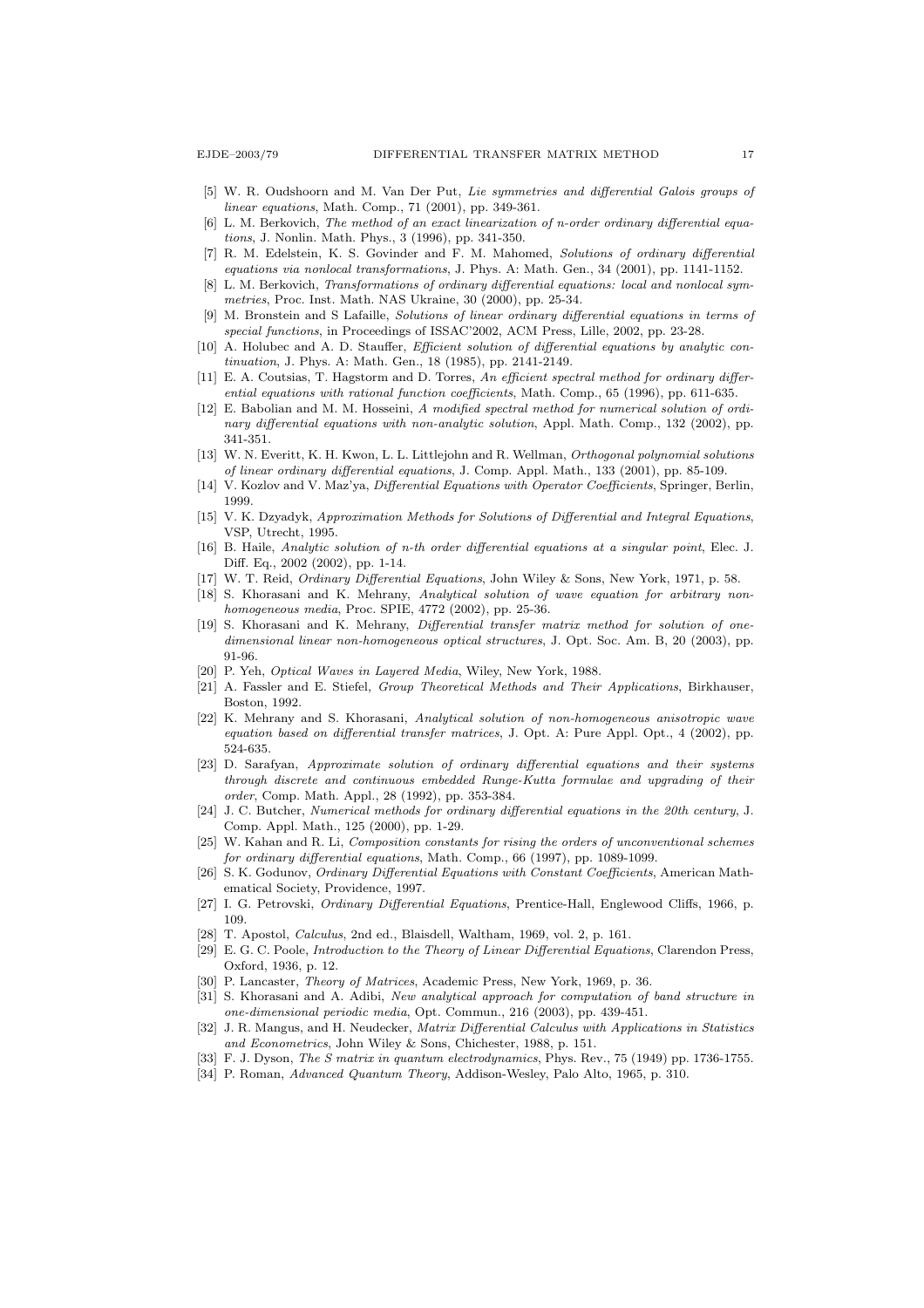[5] W. R. Oudshoorn and M. Van Der Put, *Lie symmetries and differential Galois groups of linear equations*, Math. Comp., 71 (2001), pp. 349-361.

[6] L. M. Berkovich, *The method of an exact linearization of n-order ordinary differential equations*, J. Nonlin. Math. Phys., 3 (1996), pp. 341-350.

[7] R. M. Edelstein, K. S. Govinder and F. M. Mahomed, *Solutions of ordinary differential equations via nonlocal transformations*, J. Phys. A: Math. Gen., 34 (2001), pp. 1141-1152.

[8] L. M. Berkovich, *Transformations of ordinary differential equations: local and nonlocal symmetries*, Proc. Inst. Math. NAS Ukraine, 30 (2000), pp. 25-34.

[9] M. Bronstein and S Lafaille, *Solutions of linear ordinary differential equations in terms of special functions*, in Proceedings of ISSAC'2002, ACM Press, Lille, 2002, pp. 23-28.

[10] A. Holubec and A. D. Stauffer, *Efficient solution of differential equations by analytic continuation*, J. Phys. A: Math. Gen., 18 (1985), pp. 2141-2149.

[11] E. A. Coutsias, T. Hagstorm and D. Torres, *An efficient spectral method for ordinary differential equations with rational function coefficients*, Math. Comp., 65 (1996), pp. 611-635.

[12] E. Babolian and M. M. Hosseini, *A modified spectral method for numerical solution of ordinary differential equations with non-analytic solution*, Appl. Math. Comp., 132 (2002), pp. 341-351.

[13] W. N. Everitt, K. H. Kwon, L. L. Littlejohn and R. Wellman, *Orthogonal polynomial solutions of linear ordinary differential equations*, J. Comp. Appl. Math., 133 (2001), pp. 85-109.

[14] V. Kozlov and V. Maz'ya, *Differential Equations with Operator Coefficients*, Springer, Berlin, 1999.

[15] V. K. Dzyadyk, *Approximation Methods for Solutions of Differential and Integral Equations*, VSP, Utrecht, 1995.

[16] B. Haile, *Analytic solution of n-th order differential equations at a singular point*, Elec. J. Diff. Eq., 2002 (2002), pp. 1-14.

[17] W. T. Reid, *Ordinary Differential Equations*, John Wiley & Sons, New York, 1971, p. 58.

[18] S. Khorasani and K. Mehrany, *Analytical solution of wave equation for arbitrary non-homogeneous media*, Proc. SPIE, 4772 (2002), pp. 25-36.

[19] S. Khorasani and K. Mehrany, *Differential transfer matrix method for solution of one-dimensional linear non-homogeneous optical structures*, J. Opt. Soc. Am. B, 20 (2003), pp. 91-96.

[20] P. Yeh, *Optical Waves in Layered Media*, Wiley, New York, 1988.

[21] A. Fassler and E. Stiefel, *Group Theoretical Methods and Their Applications*, Birkhauser, Boston, 1992.

[22] K. Mehrany and S. Khorasani, *Analytical solution of non-homogeneous anisotropic wave equation based on differential transfer matrices*, J. Opt. A: Pure Appl. Opt., 4 (2002), pp. 524-635.

[23] D. Sarafyan, *Approximate solution of ordinary differential equations and their systems through discrete and continuous embedded Runge-Kutta formulae and upgrading of their order*, Comp. Math. Appl., 28 (1992), pp. 353-384.

[24] J. C. Butcher, *Numerical methods for ordinary differential equations in the 20th century*, J. Comp. Appl. Math., 125 (2000), pp. 1-29.

[25] W. Kahan and R. Li, *Composition constants for rising the orders of unconventional schemes for ordinary differential equations*, Math. Comp., 66 (1997), pp. 1089-1099.

[26] S. K. Godunov, *Ordinary Differential Equations with Constant Coefficients*, American Mathematical Society, Providence, 1997.

[27] I. G. Petrovski, *Ordinary Differential Equations*, Prentice-Hall, Englewood Cliffs, 1966, p. 109.

[28] T. Apostol, *Calculus*, 2nd ed., Blaisdell, Waltham, 1969, vol. 2, p. 161.

[29] E. G. C. Poole, *Introduction to the Theory of Linear Differential Equations*, Clarendon Press, Oxford, 1936, p. 12.

[30] P. Lancaster, *Theory of Matrices*, Academic Press, New York, 1969, p. 36.

[31] S. Khorasani and A. Adibi, *New analytical approach for computation of band structure in one-dimensional periodic media*, Opt. Commun., 216 (2003), pp. 439-451.

[32] J. R. Mangus, and H. Neudecker, *Matrix Differential Calculus with Applications in Statistics and Econometrics*, John Wiley & Sons, Chichester, 1988, p. 151.

[33] F. J. Dyson, *The S matrix in quantum electrodynamics*, Phys. Rev., 75 (1949) pp. 1736-1755.

[34] P. Roman, *Advanced Quantum Theory*, Addison-Wesley, Palo Alto, 1965, p. 310.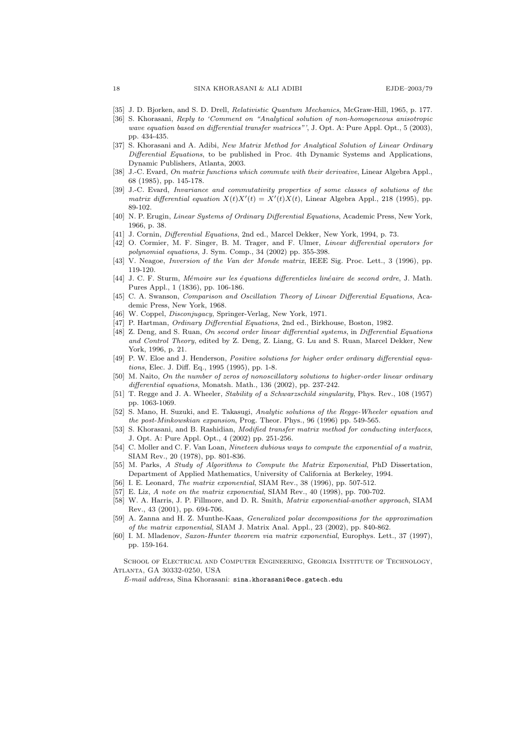[35] J. D. Bjorken, and S. D. Drell, *Relativistic Quantum Mechanics*, McGraw-Hill, 1965, p. 177.

[36] S. Khorasani, *Reply to 'Comment on "Analytical solution of non-homogeneous anisotropic wave equation based on differential transfer matrices"'*, J. Opt. A: Pure Appl. Opt., 5 (2003), pp. 434-435.

[37] S. Khorasani and A. Adibi, *New Matrix Method for Analytical Solution of Linear Ordinary Differential Equations*, to be published in Proc. 4th Dynamic Systems and Applications, Dynamic Publishers, Atlanta, 2003.

[38] J.-C. Evard, *On matrix functions which commute with their derivative*, Linear Algebra Appl., 68 (1985), pp. 145-178.

[39] J.-C. Evard, *Invariance and commutativity properties of some classes of solutions of the matrix differential equation $X(t)X'(t) = X'(t)X(t)$*, Linear Algebra Appl., 218 (1995), pp. 89-102.

[40] N. P. Erugin, *Linear Systems of Ordinary Differential Equations*, Academic Press, New York, 1966, p. 38.

[41] J. Cornin, *Differential Equations*, 2nd ed., Marcel Dekker, New York, 1994, p. 73.

[42] O. Cormier, M. F. Singer, B. M. Trager, and F. Ulmer, *Linear differential operators for polynomial equations*, J. Sym. Comp., 34 (2002) pp. 355-398.

[43] V. Neagoe, *Inversion of the Van der Monde matrix*, IEEE Sig. Proc. Lett., 3 (1996), pp. 119-120.

[44] J. C. F. Sturm, *Mémoire sur les équations differentieles linéaire de second ordre*, J. Math. Pures Appl., 1 (1836), pp. 106-186.

[45] C. A. Swanson, *Comparison and Oscillation Theory of Linear Differential Equations*, Academic Press, New York, 1968.

[46] W. Coppel, *Disconjugacy*, Springer-Verlag, New York, 1971.

[47] P. Hartman, *Ordinary Differential Equations*, 2nd ed., Birkhouse, Boston, 1982.

[48] Z. Deng, and S. Ruan, *On second order linear differential systems*, in *Differential Equations and Control Theory*, edited by Z. Deng, Z. Liang, G. Lu and S. Ruan, Marcel Dekker, New York, 1996, p. 21.

[49] P. W. Eloe and J. Henderson, *Positive solutions for higher order ordinary differential equations*, Elec. J. Diff. Eq., 1995 (1995), pp. 1-8.

[50] M. Naito, *On the number of zeros of nonoscillatory solutions to higher-order linear ordinary differential equations*, Monatsh. Math., 136 (2002), pp. 237-242.

[51] T. Regge and J. A. Wheeler, *Stability of a Schwarzschild singularity*, Phys. Rev., 108 (1957) pp. 1063-1069.

[52] S. Mano, H. Suzuki, and E. Takasugi, *Analytic solutions of the Regge-Wheeler equation and the post-Minkowskian expansion*, Prog. Theor. Phys., 96 (1996) pp. 549-565.

[53] S. Khorasani, and B. Rashidian, *Modified transfer matrix method for conducting interfaces*, J. Opt. A: Pure Appl. Opt., 4 (2002) pp. 251-256.

[54] C. Moller and C. F. Van Loan, *Nineteen dubious ways to compute the exponential of a matrix*, SIAM Rev., 20 (1978), pp. 801-836.

[55] M. Parks, *A Study of Algorithms to Compute the Matrix Exponential*, PhD Dissertation, Department of Applied Mathematics, University of California at Berkeley, 1994.

[56] I. E. Leonard, *The matrix exponential*, SIAM Rev., 38 (1996), pp. 507-512.

[57] E. Liz, *A note on the matrix exponential*, SIAM Rev., 40 (1998), pp. 700-702.

[58] W. A. Harris, J. P. Fillmore, and D. R. Smith, *Matrix exponential-another approach*, SIAM Rev., 43 (2001), pp. 694-706.

[59] A. Zanna and H. Z. Munthe-Kaas, *Generalized polar decompositions for the approximation of the matrix exponential*, SIAM J. Matrix Anal. Appl., 23 (2002), pp. 840-862.

[60] I. M. Mladenov, *Saxon-Hunter theorem via matrix exponential*, Europhys. Lett., 37 (1997), pp. 159-164.

School of Electrical and Computer Engineering, Georgia Institute of Technology, Atlanta, GA 30332-0250, USA

*E-mail address*, Sina Khorasani: `sina.khorasani@ece.gatech.edu`